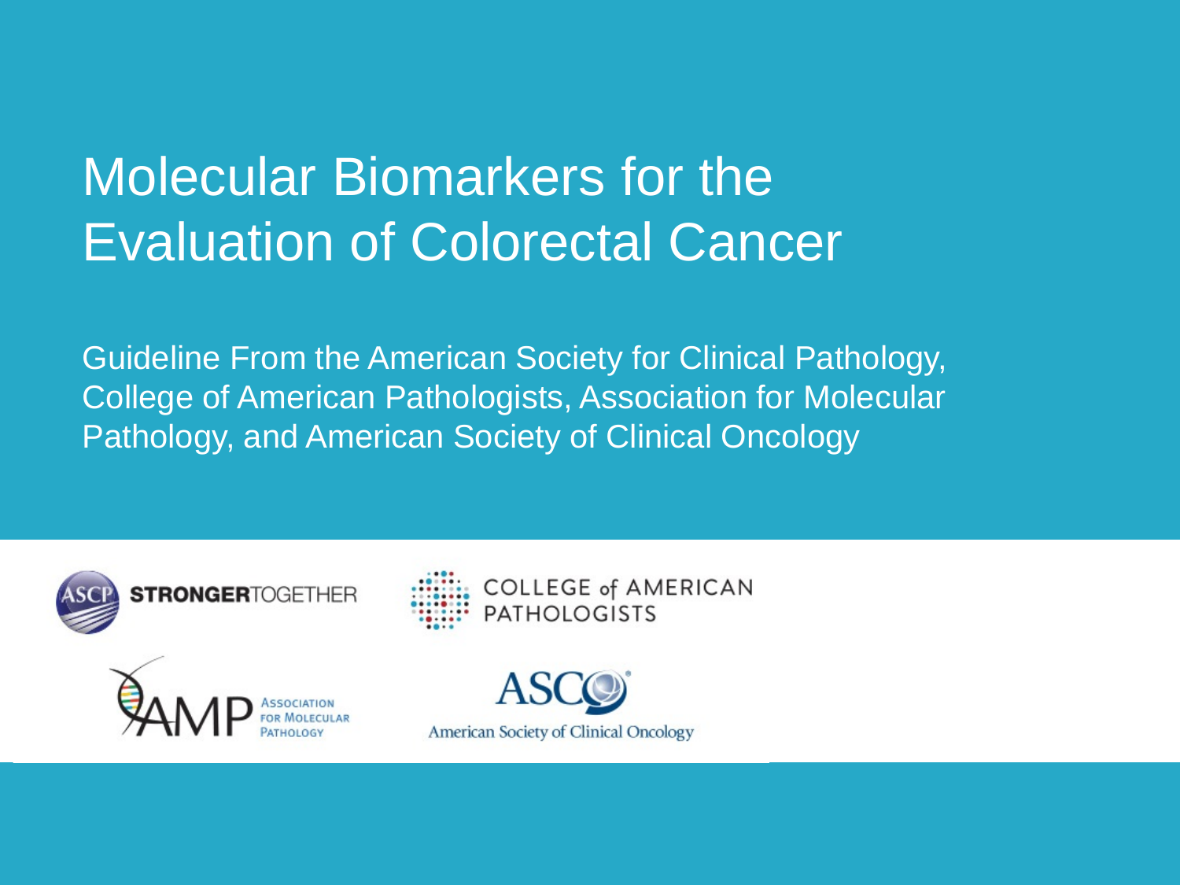# Molecular Biomarkers for the Evaluation of Colorectal Cancer

Guideline From the American Society for Clinical Pathology, College of American Pathologists, Association for Molecular Pathology, and American Society of Clinical Oncology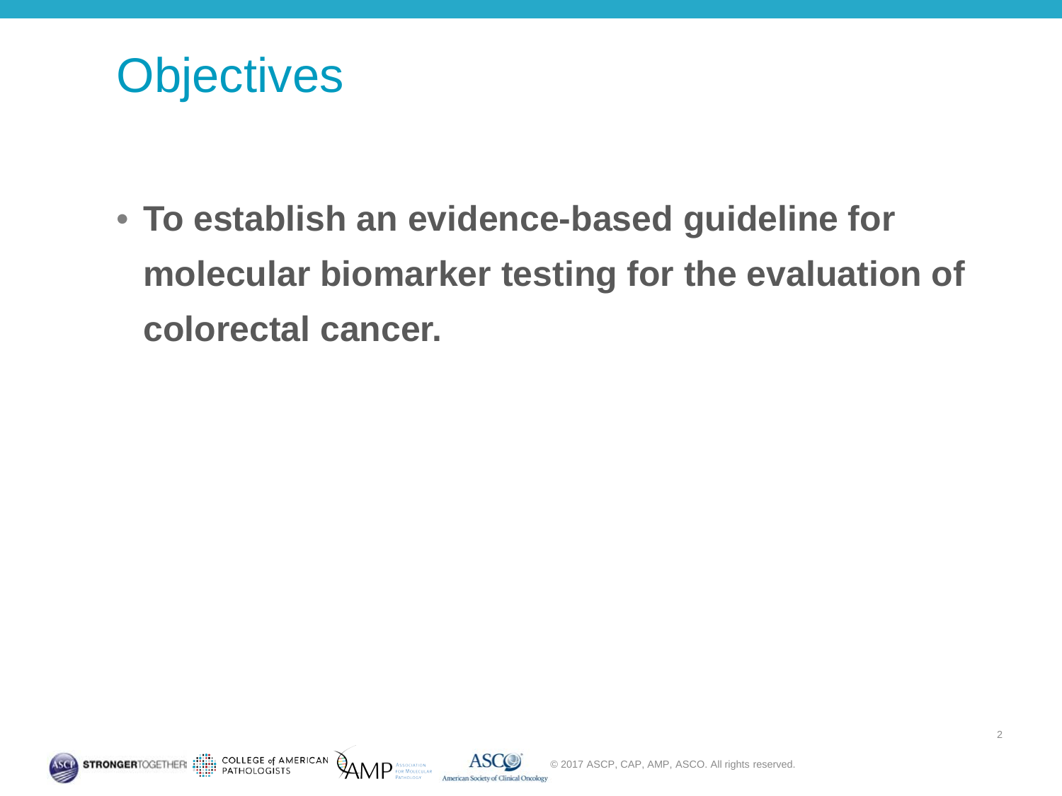# Objectives

- **To establish an evidence-based guideline for molecular biomarker testing for the evaluation of colorectal cancer.**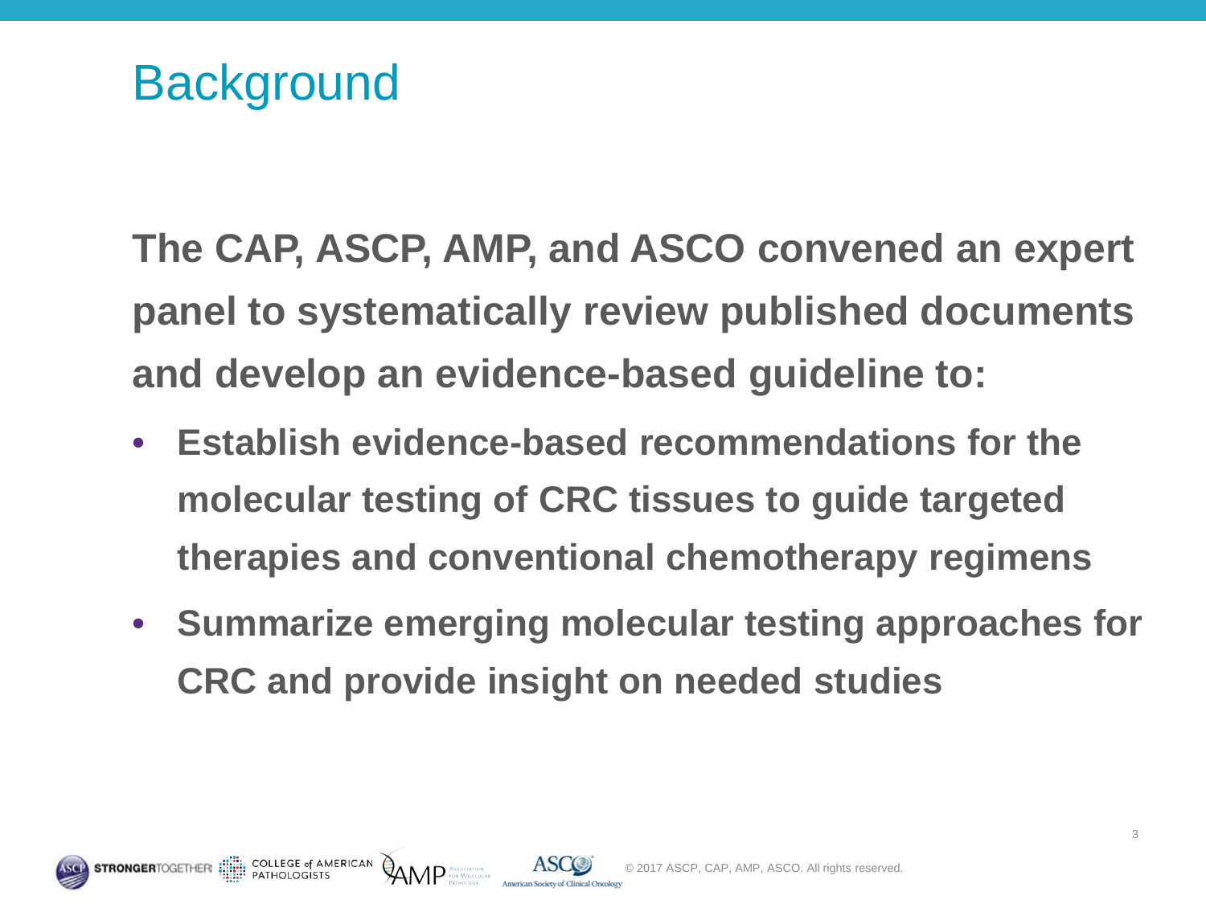# Background

**The CAP, ASCP, AMP, and ASCO convened an expert panel to systematically review published documents and develop an evidence-based guideline to:**

- **Establish evidence-based recommendations for the molecular testing of CRC tissues to guide targeted therapies and conventional chemotherapy regimens**
- **Summarize emerging molecular testing approaches for CRC and provide insight on needed studies**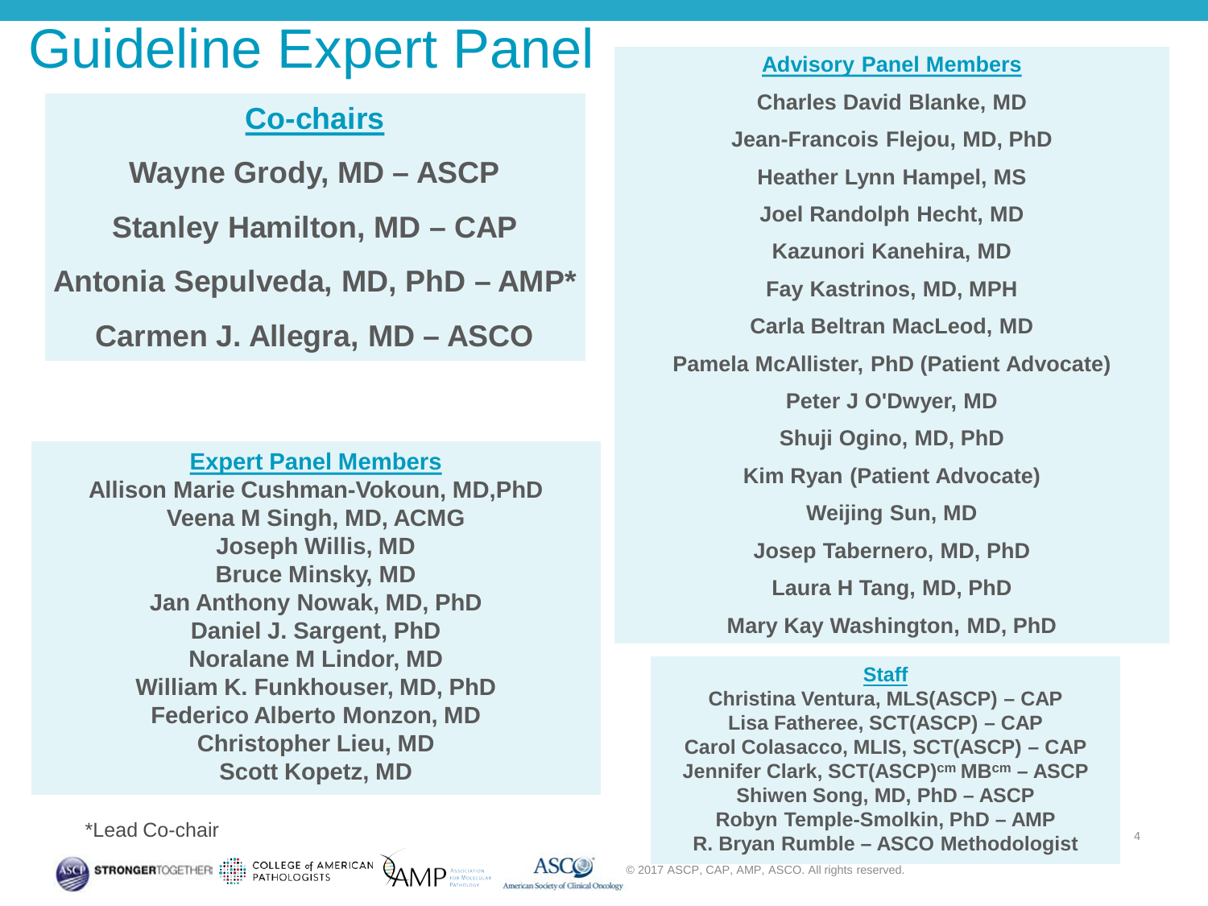# Guideline Expert Panel

## Co-chairs

**Wayne Grody, MD – ASCP**

**Stanley Hamilton, MD – CAP**

**Antonia Sepulveda, MD, PhD – AMP***

**Carmen J. Allegra, MD – ASCO**

## Expert Panel Members

**Allison Marie Cushman-Vokoun, MD,PhD**
**Veena M Singh, MD, ACMG**
**Joseph Willis, MD**
**Bruce Minsky, MD**
**Jan Anthony Nowak, MD, PhD**
**Daniel J. Sargent, PhD**
**Noralane M Lindor, MD**
**William K. Funkhouser, MD, PhD**
**Federico Alberto Monzon, MD**
**Christopher Lieu, MD**
**Scott Kopetz, MD**

*Lead Co-chair

## Advisory Panel Members

**Charles David Blanke, MD**

**Jean-Francois Flejou, MD, PhD**

**Heather Lynn Hampel, MS**

**Joel Randolph Hecht, MD**

**Kazunori Kanehira, MD**

**Fay Kastrinos, MD, MPH**

**Carla Beltran MacLeod, MD**

**Pamela McAllister, PhD (Patient Advocate)**

**Peter J O'Dwyer, MD**

**Shuji Ogino, MD, PhD**

**Kim Ryan (Patient Advocate)**

**Weijing Sun, MD**

**Josep Tabernero, MD, PhD**

**Laura H Tang, MD, PhD**

**Mary Kay Washington, MD, PhD**

## Staff

**Christina Ventura, MLS(ASCP) – CAP**
**Lisa Fatheree, SCT(ASCP) – CAP**
**Carol Colasacco, MLIS, SCT(ASCP) – CAP**
**Jennifer Clark, SCT(ASCP)cm MBcm – ASCP**
**Shiwen Song, MD, PhD – ASCP**
**Robyn Temple-Smolkin, PhD – AMP**
**R. Bryan Rumble – ASCO Methodologist**

© 2017 ASCP, CAP, AMP, ASCO. All rights reserved.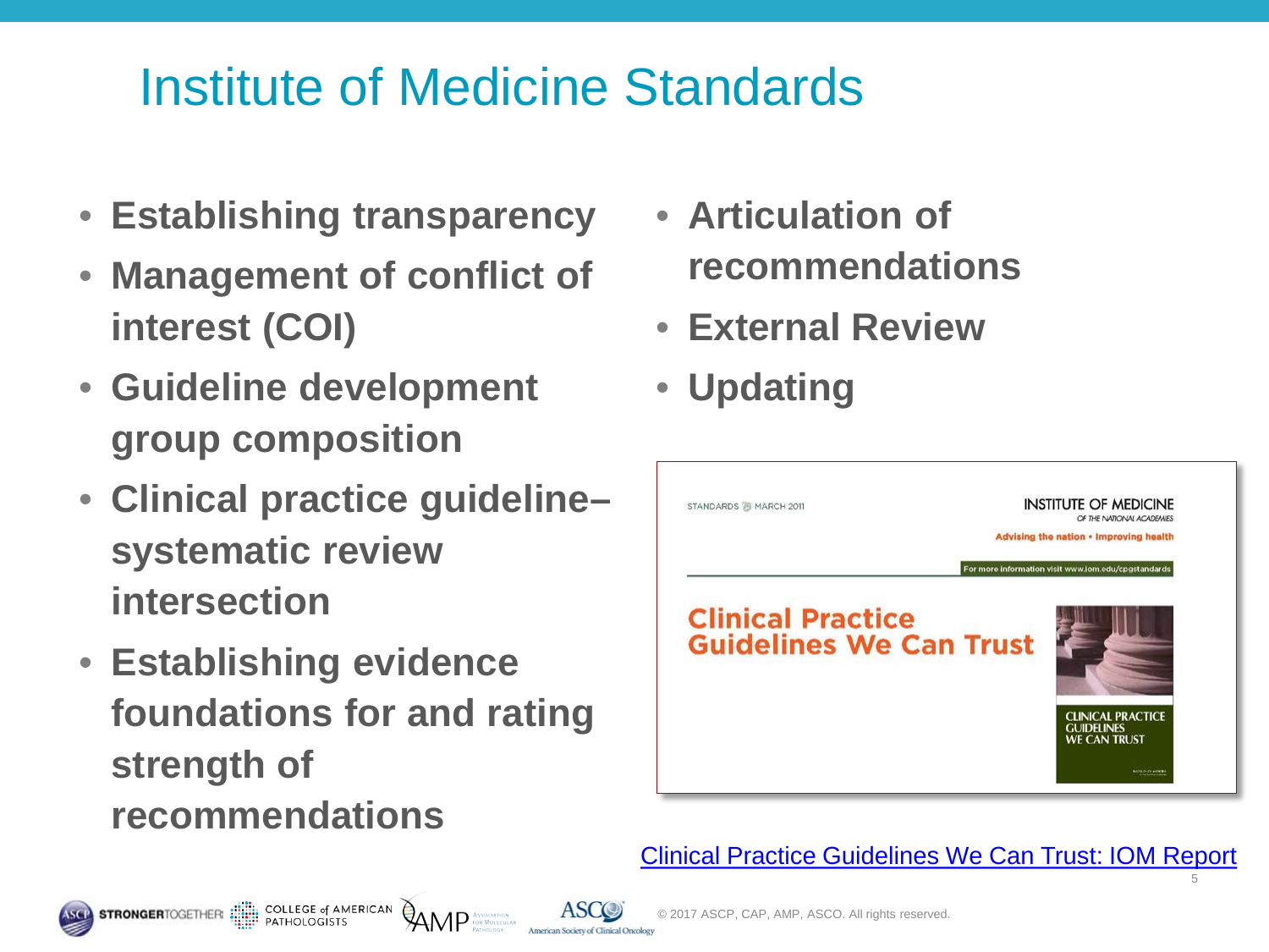# Institute of Medicine Standards

- **Establishing transparency**
- **Management of conflict of interest (COI)**
- **Guideline development group composition**
- **Clinical practice guideline–systematic review intersection**
- **Establishing evidence foundations for and rating strength of recommendations**
- **Articulation of recommendations**
- **External Review**
- **Updating**

STANDARDS MARCH 2011

INSTITUTE OF MEDICINE
OF THE NATIONAL ACADEMIES
Advising the nation • Improving health

For more information visit www.iom.edu/cpgstandards

Clinical Practice Guidelines We Can Trust

[Clinical Practice Guidelines We Can Trust: IOM Report]

© 2017 ASCP, CAP, AMP, ASCO. All rights reserved.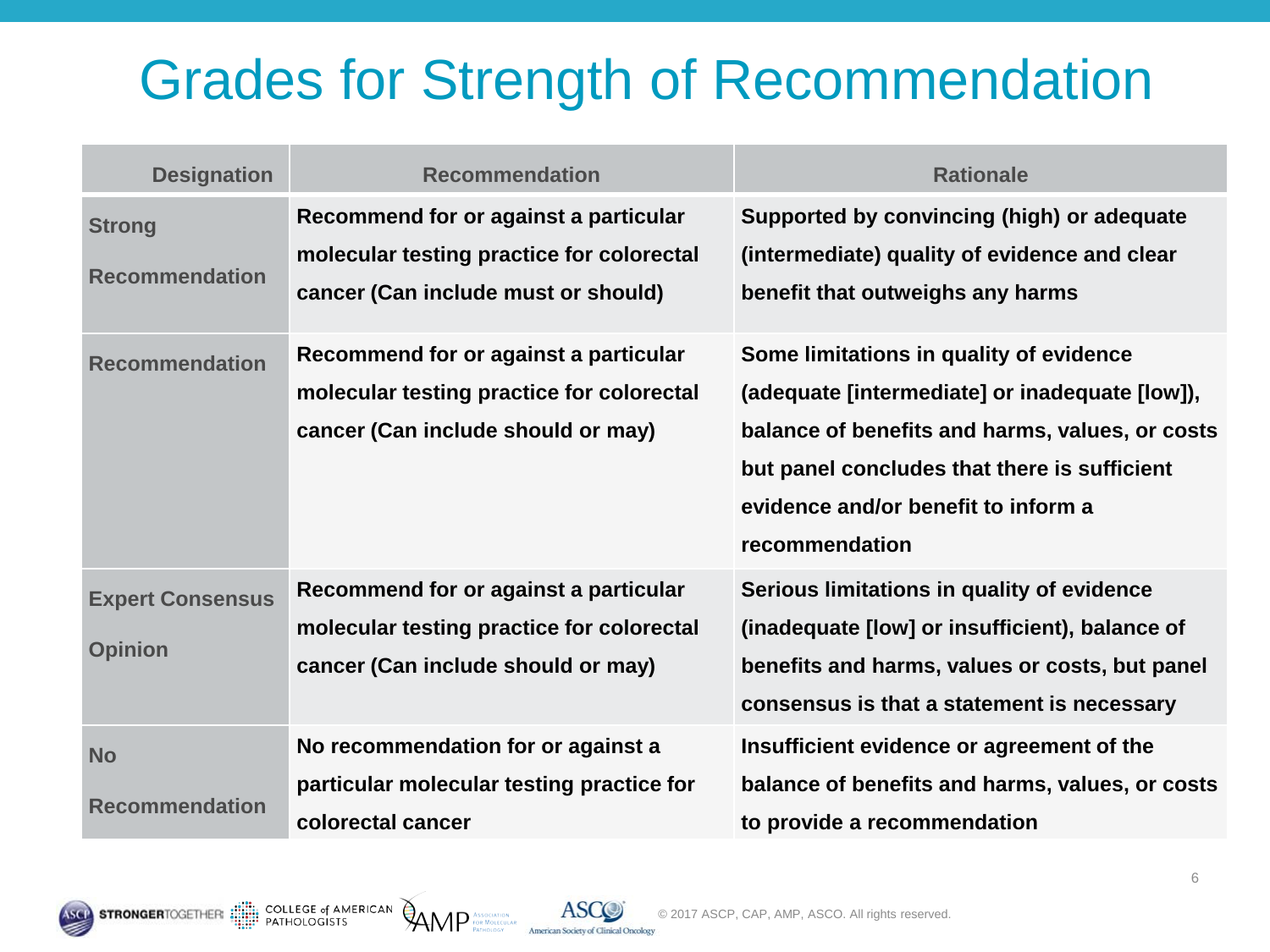# Grades for Strength of Recommendation

| Designation | Recommendation | Rationale |
| --- | --- | --- |
| Strong Recommendation | Recommend for or against a particular molecular testing practice for colorectal cancer (Can include must or should) | Supported by convincing (high) or adequate (intermediate) quality of evidence and clear benefit that outweighs any harms |
| Recommendation | Recommend for or against a particular molecular testing practice for colorectal cancer (Can include should or may) | Some limitations in quality of evidence (adequate [intermediate] or inadequate [low]), balance of benefits and harms, values, or costs but panel concludes that there is sufficient evidence and/or benefit to inform a recommendation |
| Expert Consensus Opinion | Recommend for or against a particular molecular testing practice for colorectal cancer (Can include should or may) | Serious limitations in quality of evidence (inadequate [low] or insufficient), balance of benefits and harms, values or costs, but panel consensus is that a statement is necessary |
| No Recommendation | No recommendation for or against a particular molecular testing practice for colorectal cancer | Insufficient evidence or agreement of the balance of benefits and harms, values, or costs to provide a recommendation |

© 2017 ASCP, CAP, AMP, ASCO. All rights reserved.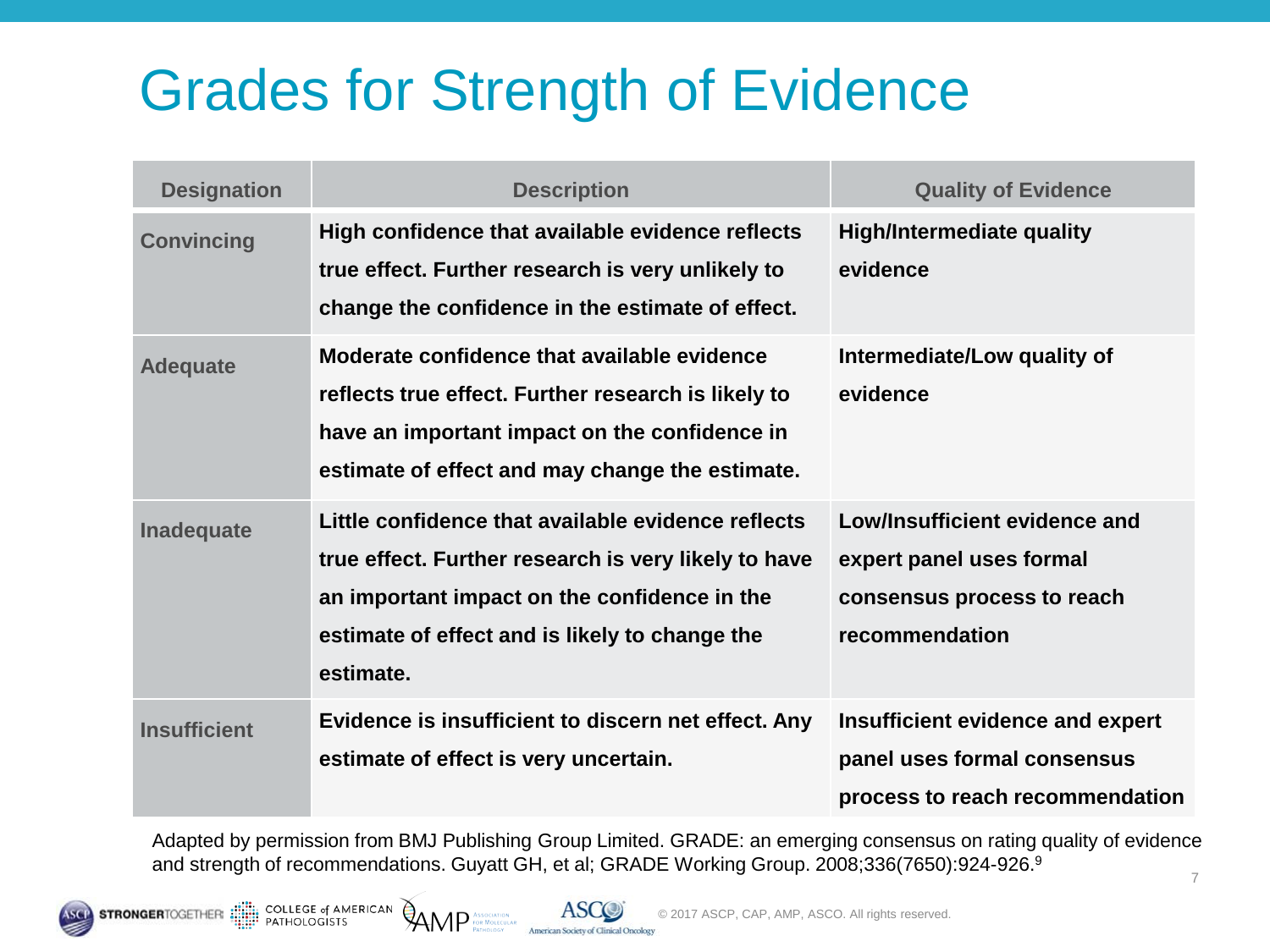# Grades for Strength of Evidence

| Designation | Description | Quality of Evidence |
| --- | --- | --- |
| Convincing | High confidence that available evidence reflects true effect. Further research is very unlikely to change the confidence in the estimate of effect. | High/Intermediate quality evidence |
| Adequate | Moderate confidence that available evidence reflects true effect. Further research is likely to have an important impact on the confidence in estimate of effect and may change the estimate. | Intermediate/Low quality of evidence |
| Inadequate | Little confidence that available evidence reflects true effect. Further research is very likely to have an important impact on the confidence in the estimate of effect and is likely to change the estimate. | Low/Insufficient evidence and expert panel uses formal consensus process to reach recommendation |
| Insufficient | Evidence is insufficient to discern net effect. Any estimate of effect is very uncertain. | Insufficient evidence and expert panel uses formal consensus process to reach recommendation |

Adapted by permission from BMJ Publishing Group Limited. GRADE: an emerging consensus on rating quality of evidence and strength of recommendations. Guyatt GH, et al; GRADE Working Group. 2008;336(7650):924-926.[9]

© 2017 ASCP, CAP, AMP, ASCO. All rights reserved.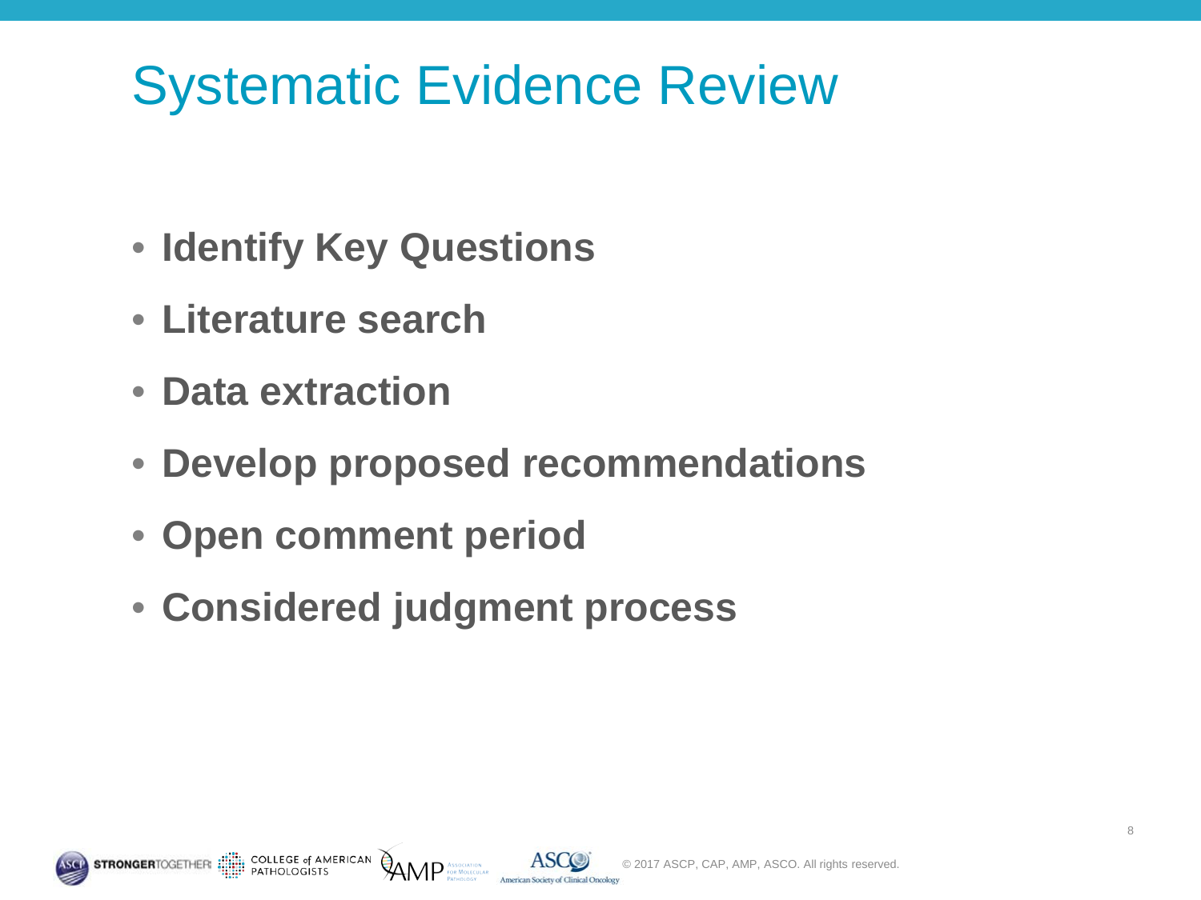# Systematic Evidence Review

- **Identify Key Questions**
- **Literature search**
- **Data extraction**
- **Develop proposed recommendations**
- **Open comment period**
- **Considered judgment process**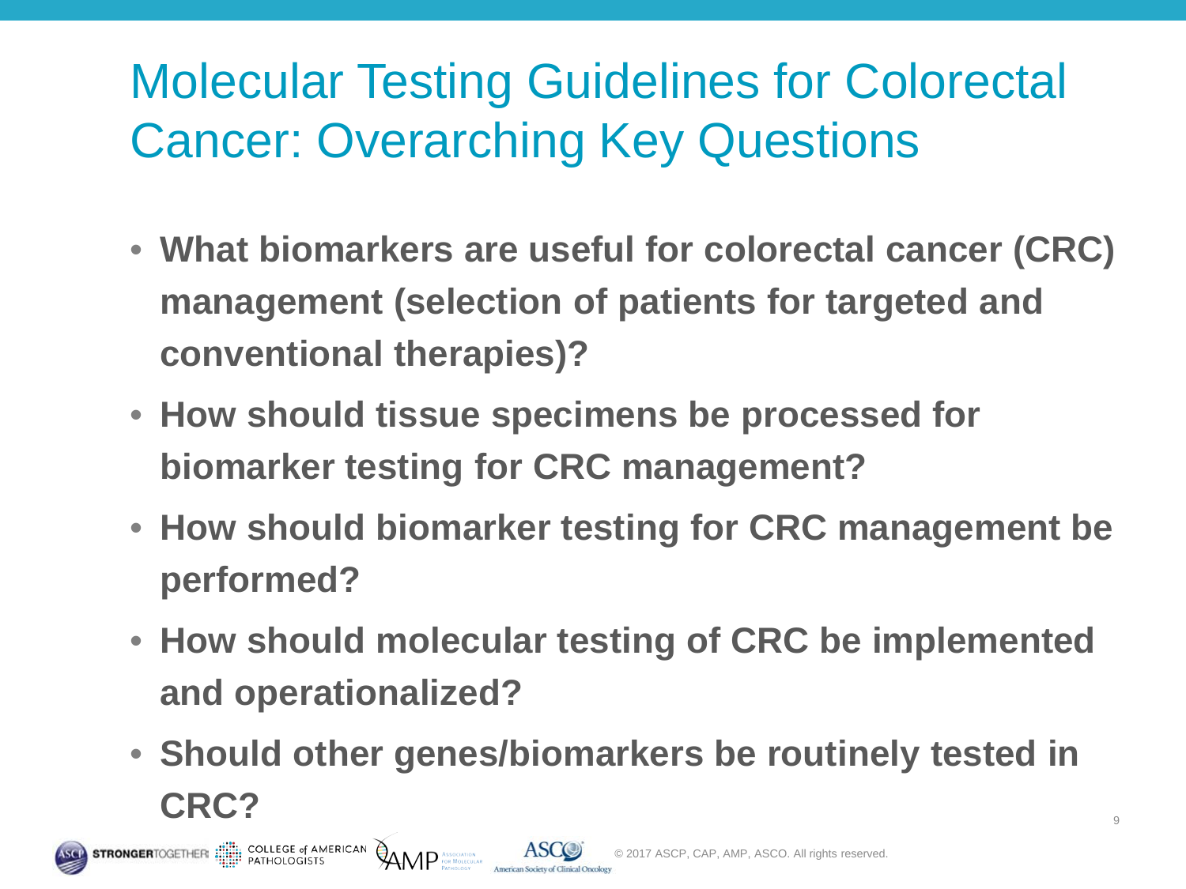# Molecular Testing Guidelines for Colorectal Cancer: Overarching Key Questions

- **What biomarkers are useful for colorectal cancer (CRC) management (selection of patients for targeted and conventional therapies)?**
- **How should tissue specimens be processed for biomarker testing for CRC management?**
- **How should biomarker testing for CRC management be performed?**
- **How should molecular testing of CRC be implemented and operationalized?**
- **Should other genes/biomarkers be routinely tested in CRC?**

© 2017 ASCP, CAP, AMP, ASCO. All rights reserved.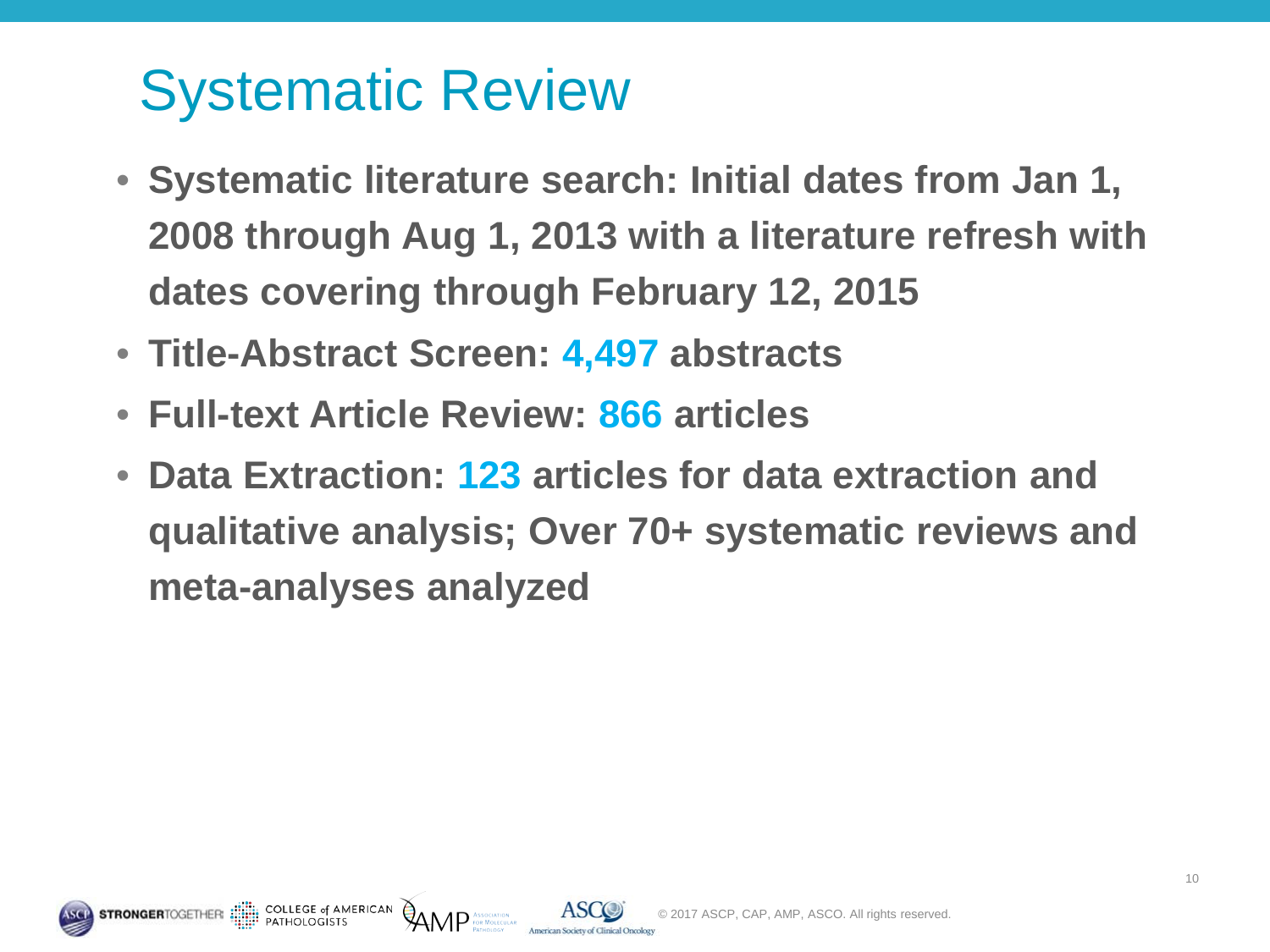# Systematic Review

- **Systematic literature search: Initial dates from Jan 1, 2008 through Aug 1, 2013 with a literature refresh with dates covering through February 12, 2015**
- **Title-Abstract Screen: 4,497 abstracts**
- **Full-text Article Review: 866 articles**
- **Data Extraction: 123 articles for data extraction and qualitative analysis; Over 70+ systematic reviews and meta-analyses analyzed**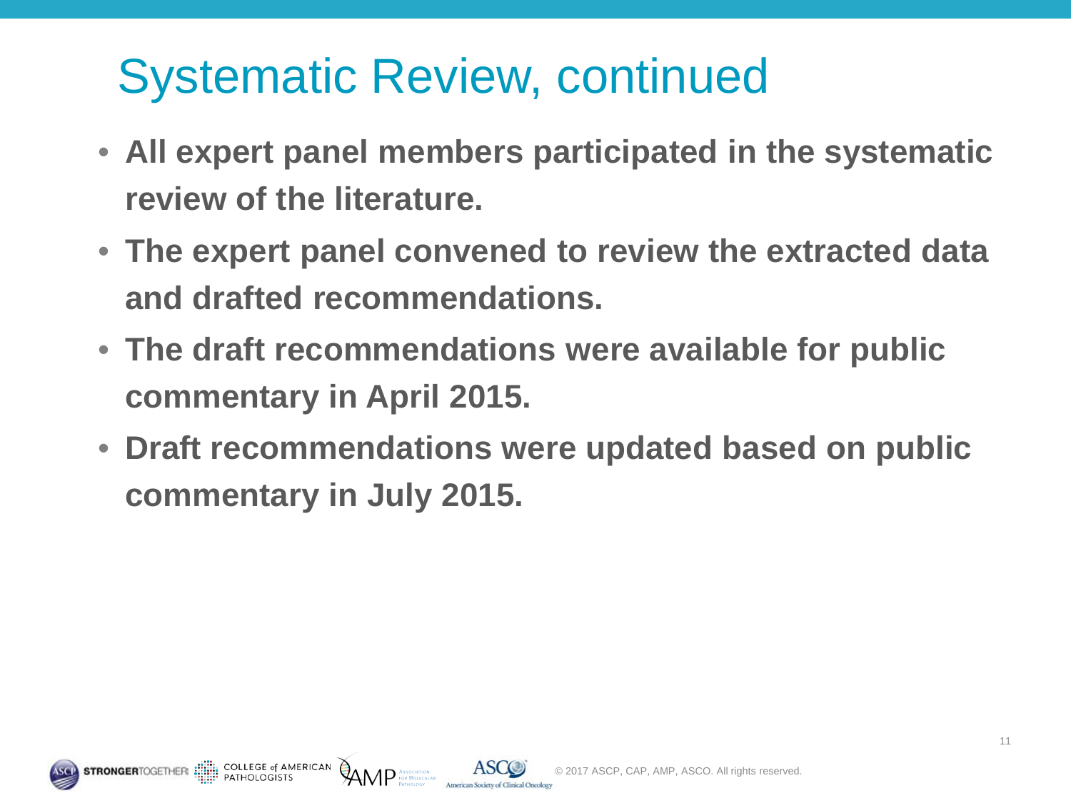# Systematic Review, continued

- **All expert panel members participated in the systematic review of the literature.**
- **The expert panel convened to review the extracted data and drafted recommendations.**
- **The draft recommendations were available for public commentary in April 2015.**
- **Draft recommendations were updated based on public commentary in July 2015.**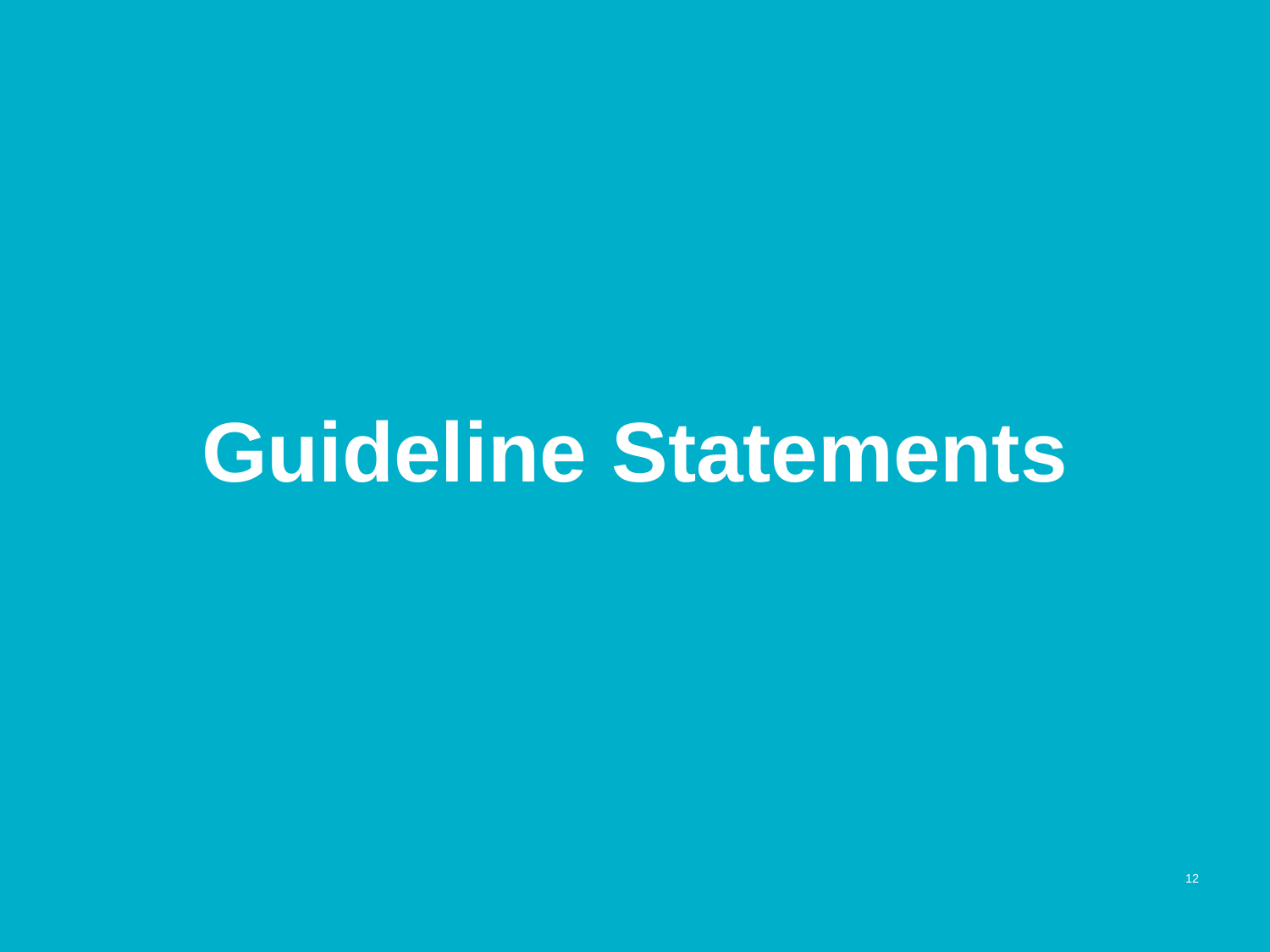# Guideline Statements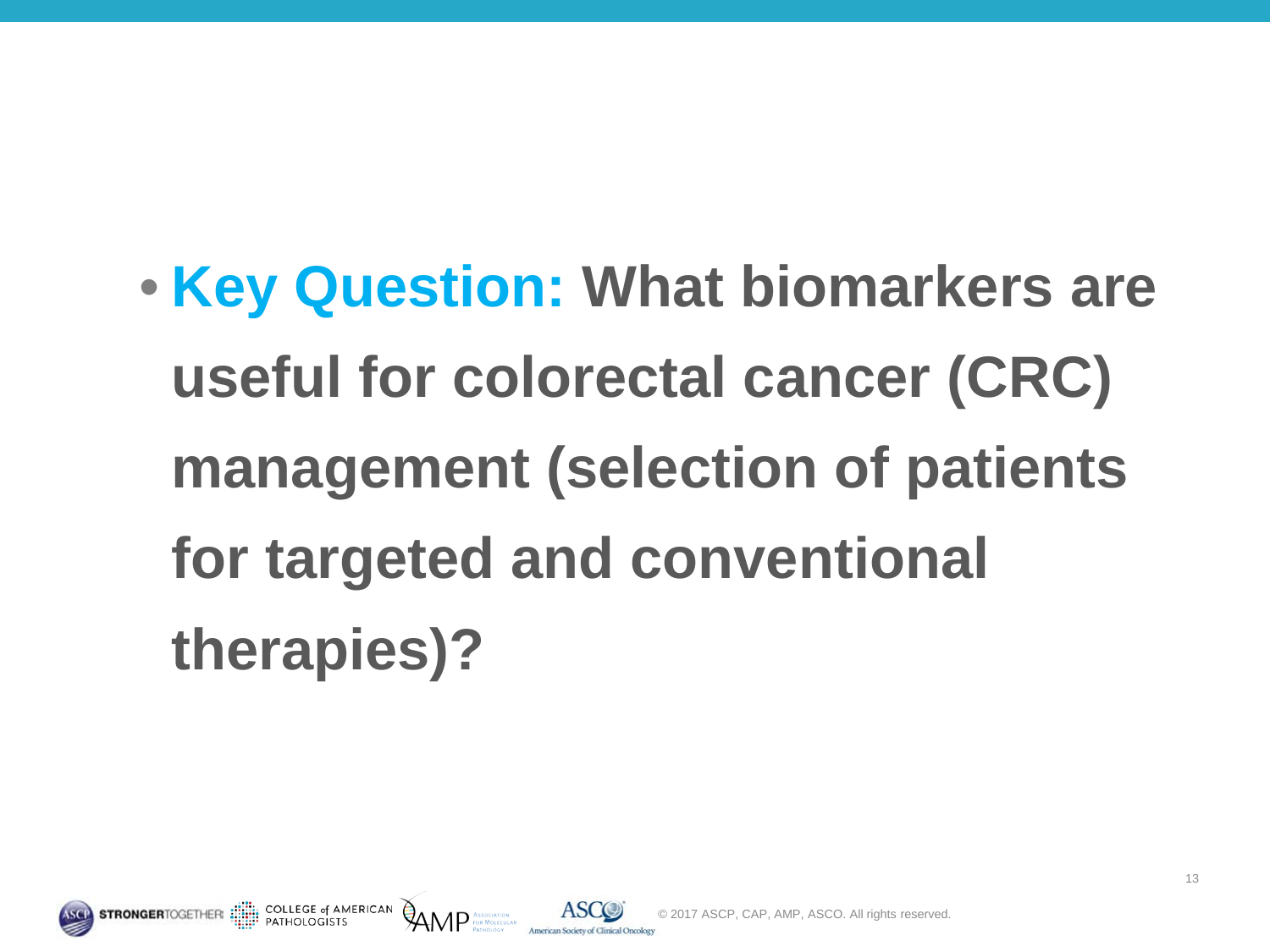- **Key Question:** **What biomarkers are useful for colorectal cancer (CRC) management (selection of patients for targeted and conventional therapies)?**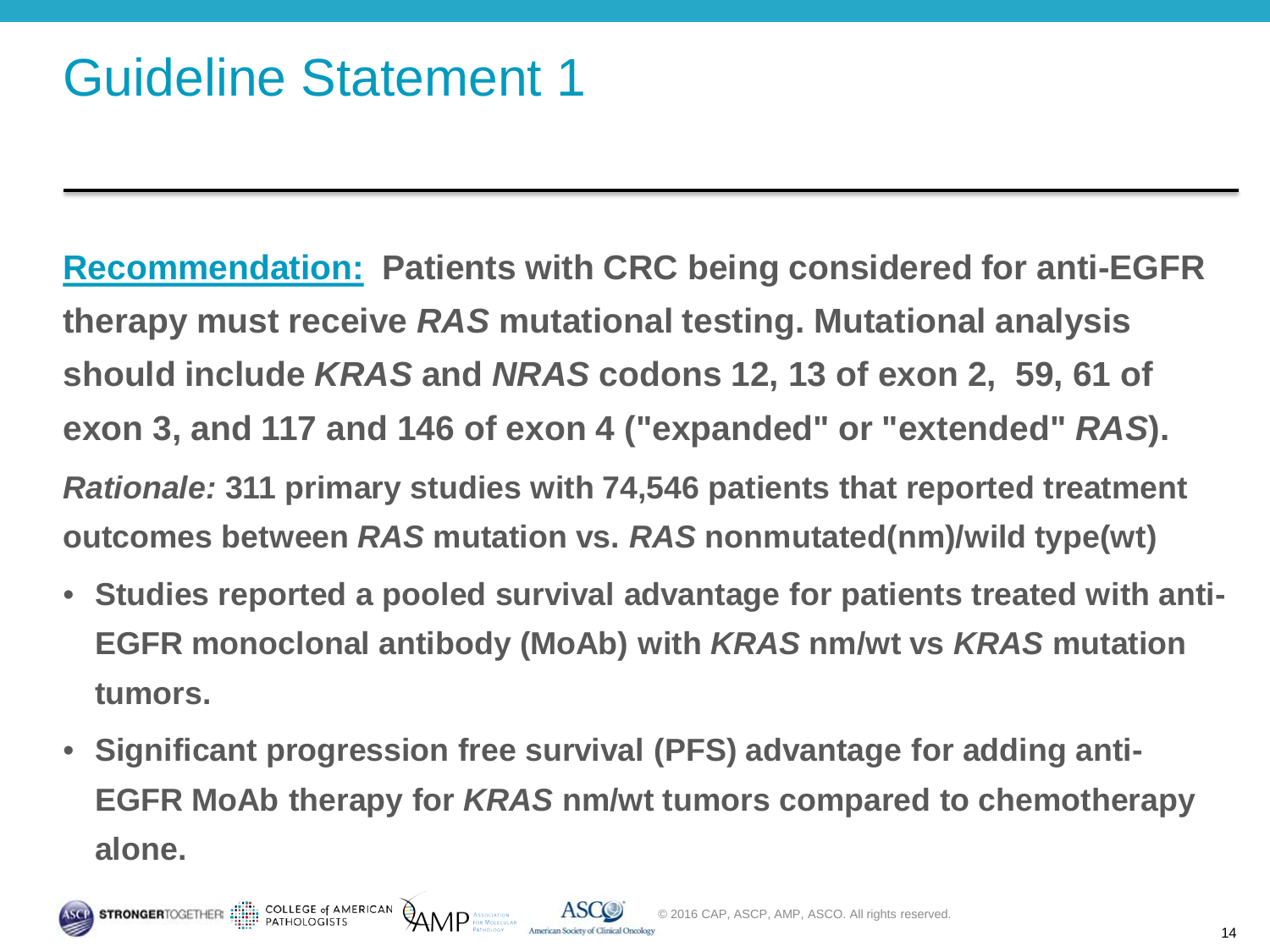# Guideline Statement 1

**Recommendation:** **Patients with CRC being considered for anti-EGFR therapy must receive *RAS* mutational testing. Mutational analysis should include *KRAS* and *NRAS* codons 12, 13 of exon 2, 59, 61 of exon 3, and 117 and 146 of exon 4 ("expanded" or "extended" *RAS*).**

***Rationale:*** **311 primary studies with 74,546 patients that reported treatment outcomes between *RAS* mutation vs. *RAS* nonmutated(nm)/wild type(wt)**

- **Studies reported a pooled survival advantage for patients treated with anti-EGFR monoclonal antibody (MoAb) with *KRAS* nm/wt vs *KRAS* mutation tumors.**
- **Significant progression free survival (PFS) advantage for adding anti-EGFR MoAb therapy for *KRAS* nm/wt tumors compared to chemotherapy alone.**

© 2016 CAP, ASCP, AMP, ASCO. All rights reserved.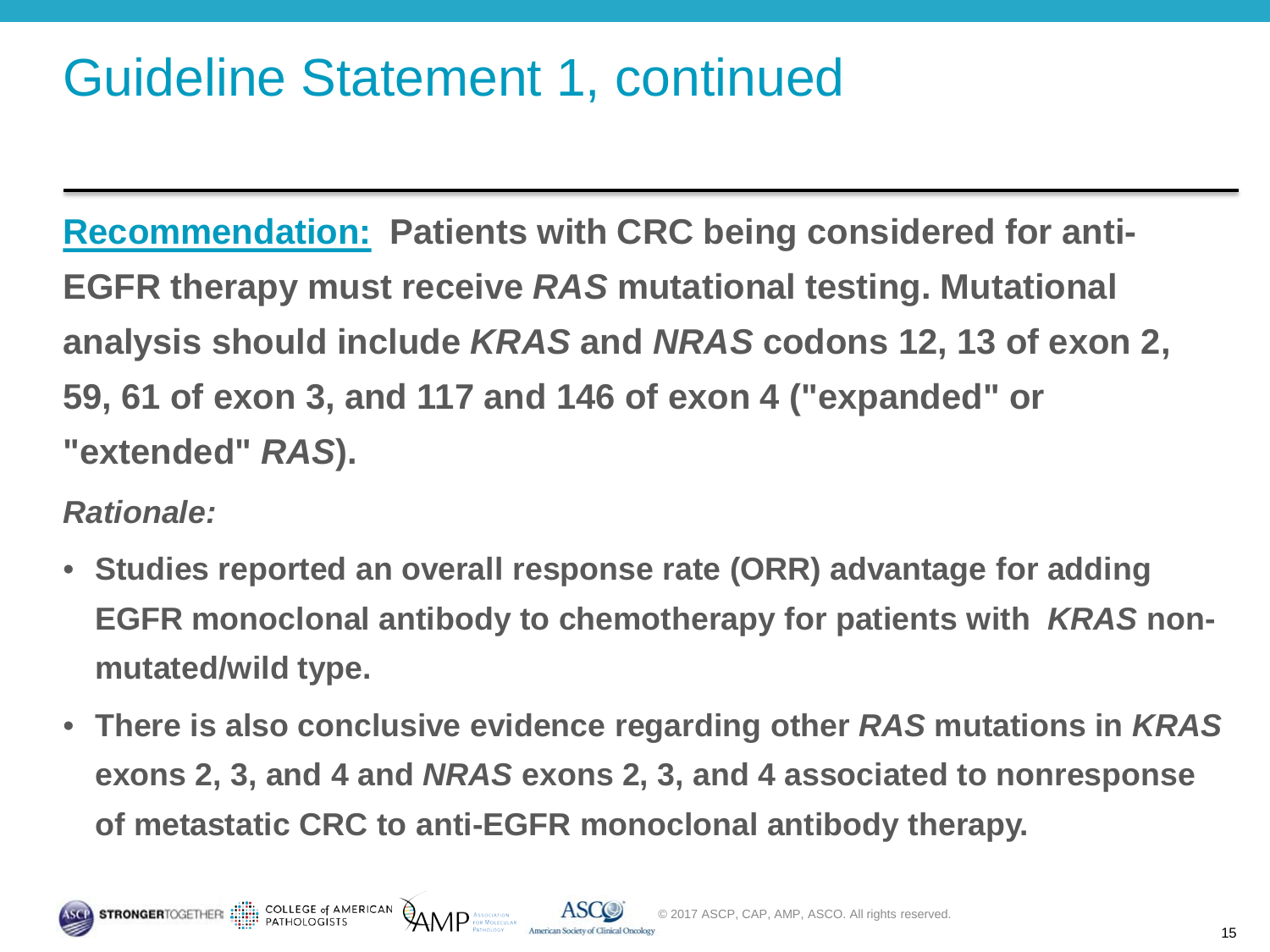# Guideline Statement 1, continued

**Recommendation: Patients with CRC being considered for anti-EGFR therapy must receive *RAS* mutational testing. Mutational analysis should include *KRAS* and *NRAS* codons 12, 13 of exon 2, 59, 61 of exon 3, and 117 and 146 of exon 4 ("expanded" or "extended" *RAS*).**

***Rationale:***

- **Studies reported an overall response rate (ORR) advantage for adding EGFR monoclonal antibody to chemotherapy for patients with *KRAS* non-mutated/wild type.**
- **There is also conclusive evidence regarding other *RAS* mutations in *KRAS* exons 2, 3, and 4 and *NRAS* exons 2, 3, and 4 associated to nonresponse of metastatic CRC to anti-EGFR monoclonal antibody therapy.**

© 2017 ASCP, CAP, AMP, ASCO. All rights reserved.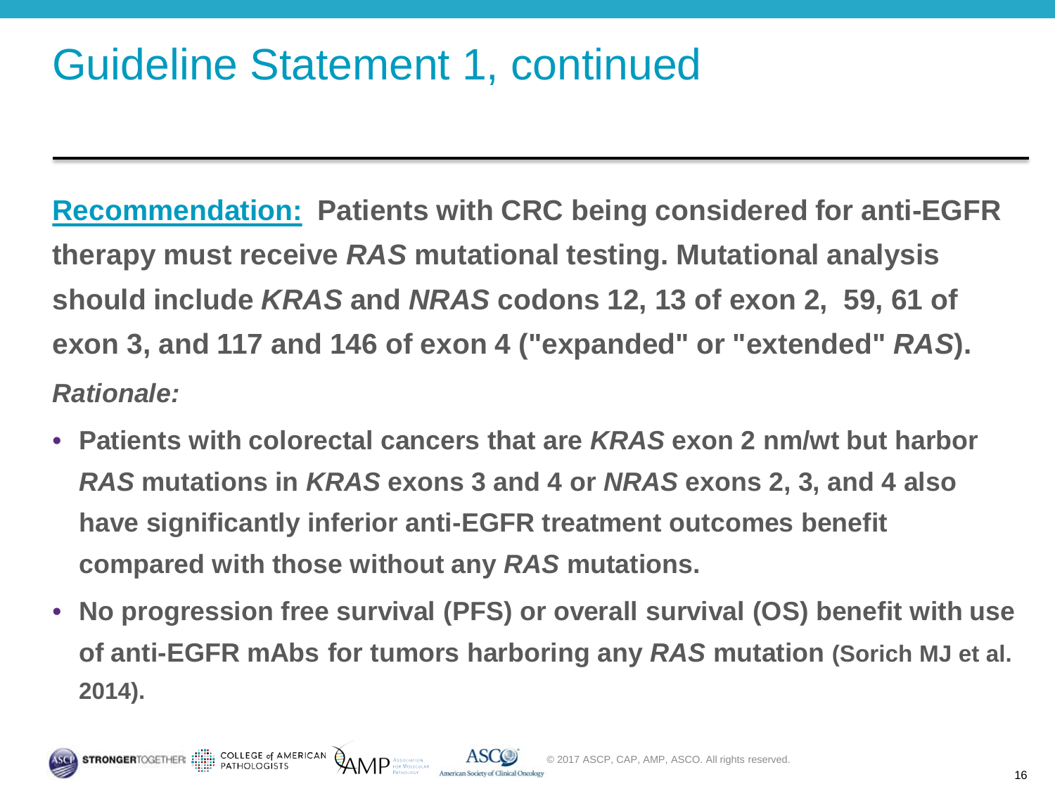# Guideline Statement 1, continued

**Recommendation: Patients with CRC being considered for anti-EGFR therapy must receive *RAS* mutational testing. Mutational analysis should include *KRAS* and *NRAS* codons 12, 13 of exon 2, 59, 61 of exon 3, and 117 and 146 of exon 4 ("expanded" or "extended" *RAS*).**

***Rationale:***

- **Patients with colorectal cancers that are *KRAS* exon 2 nm/wt but harbor *RAS* mutations in *KRAS* exons 3 and 4 or *NRAS* exons 2, 3, and 4 also have significantly inferior anti-EGFR treatment outcomes benefit compared with those without any *RAS* mutations.**
- **No progression free survival (PFS) or overall survival (OS) benefit with use of anti-EGFR mAbs for tumors harboring any *RAS* mutation (Sorich MJ et al. 2014).**

© 2017 ASCP, CAP, AMP, ASCO. All rights reserved.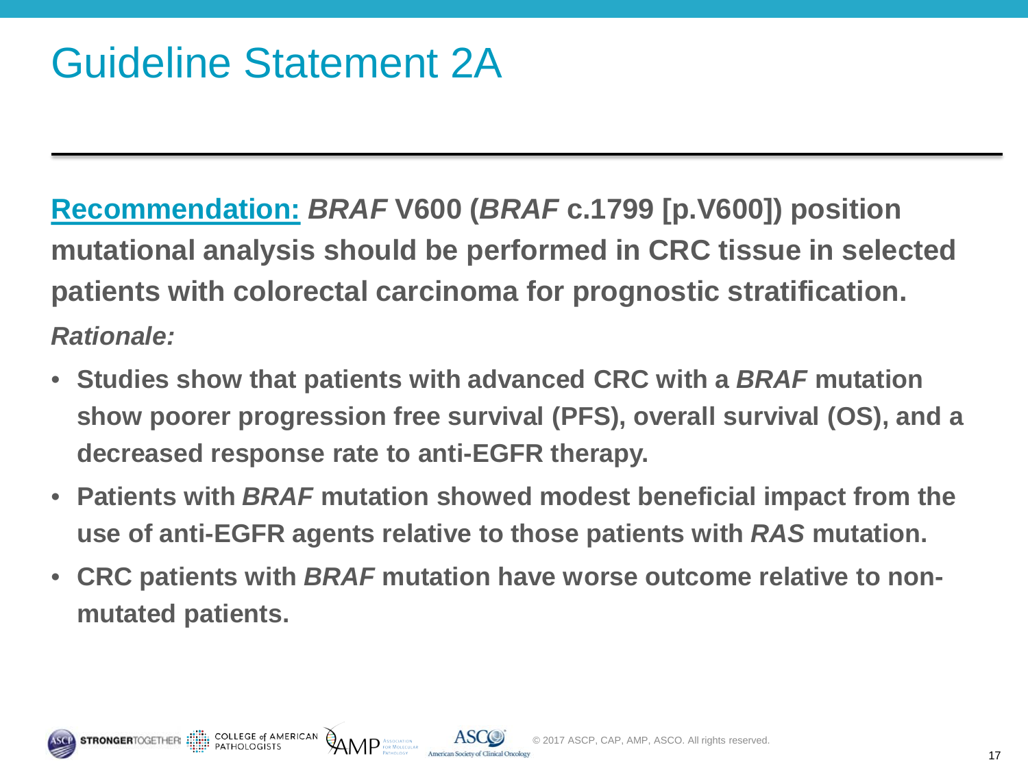# Guideline Statement 2A

**Recommendation:** ***BRAF*** **V600 (*****BRAF*** **c.1799 [p.V600]) position mutational analysis should be performed in CRC tissue in selected patients with colorectal carcinoma for prognostic stratification.**

***Rationale:***

- **Studies show that patients with advanced CRC with a *BRAF* mutation show poorer progression free survival (PFS), overall survival (OS), and a decreased response rate to anti-EGFR therapy.**
- **Patients with *BRAF* mutation showed modest beneficial impact from the use of anti-EGFR agents relative to those patients with *RAS* mutation.**
- **CRC patients with *BRAF* mutation have worse outcome relative to non-mutated patients.**

© 2017 ASCP, CAP, AMP, ASCO. All rights reserved.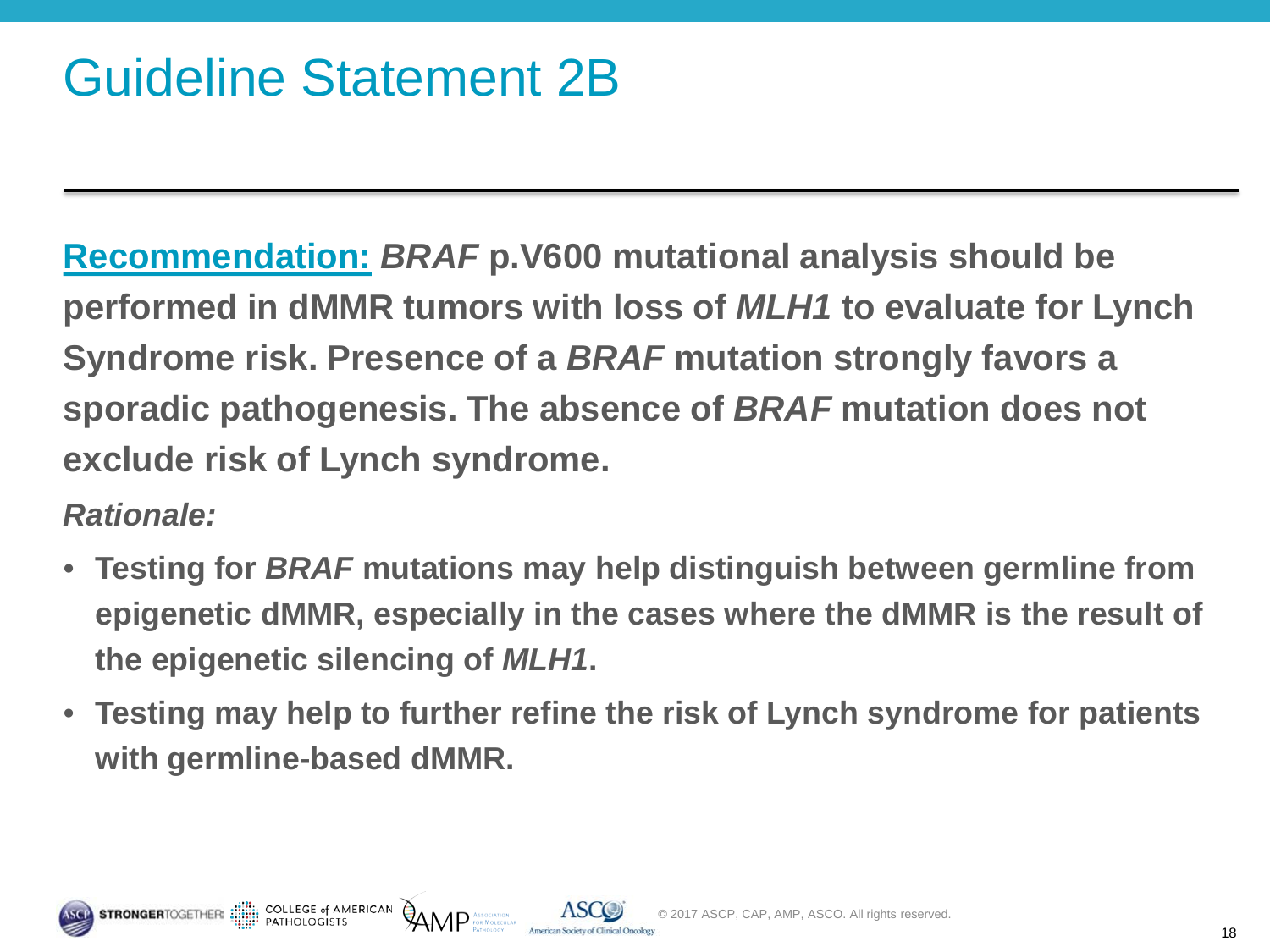# Guideline Statement 2B

**Recommendation:** ***BRAF*** **p.V600 mutational analysis should be performed in dMMR tumors with loss of** ***MLH1*** **to evaluate for Lynch Syndrome risk. Presence of a** ***BRAF*** **mutation strongly favors a sporadic pathogenesis. The absence of** ***BRAF*** **mutation does not exclude risk of Lynch syndrome.**

***Rationale:***

- **Testing for** ***BRAF*** **mutations may help distinguish between germline from epigenetic dMMR, especially in the cases where the dMMR is the result of the epigenetic silencing of** ***MLH1*****.**
- **Testing may help to further refine the risk of Lynch syndrome for patients with germline-based dMMR.**

© 2017 ASCP, CAP, AMP, ASCO. All rights reserved.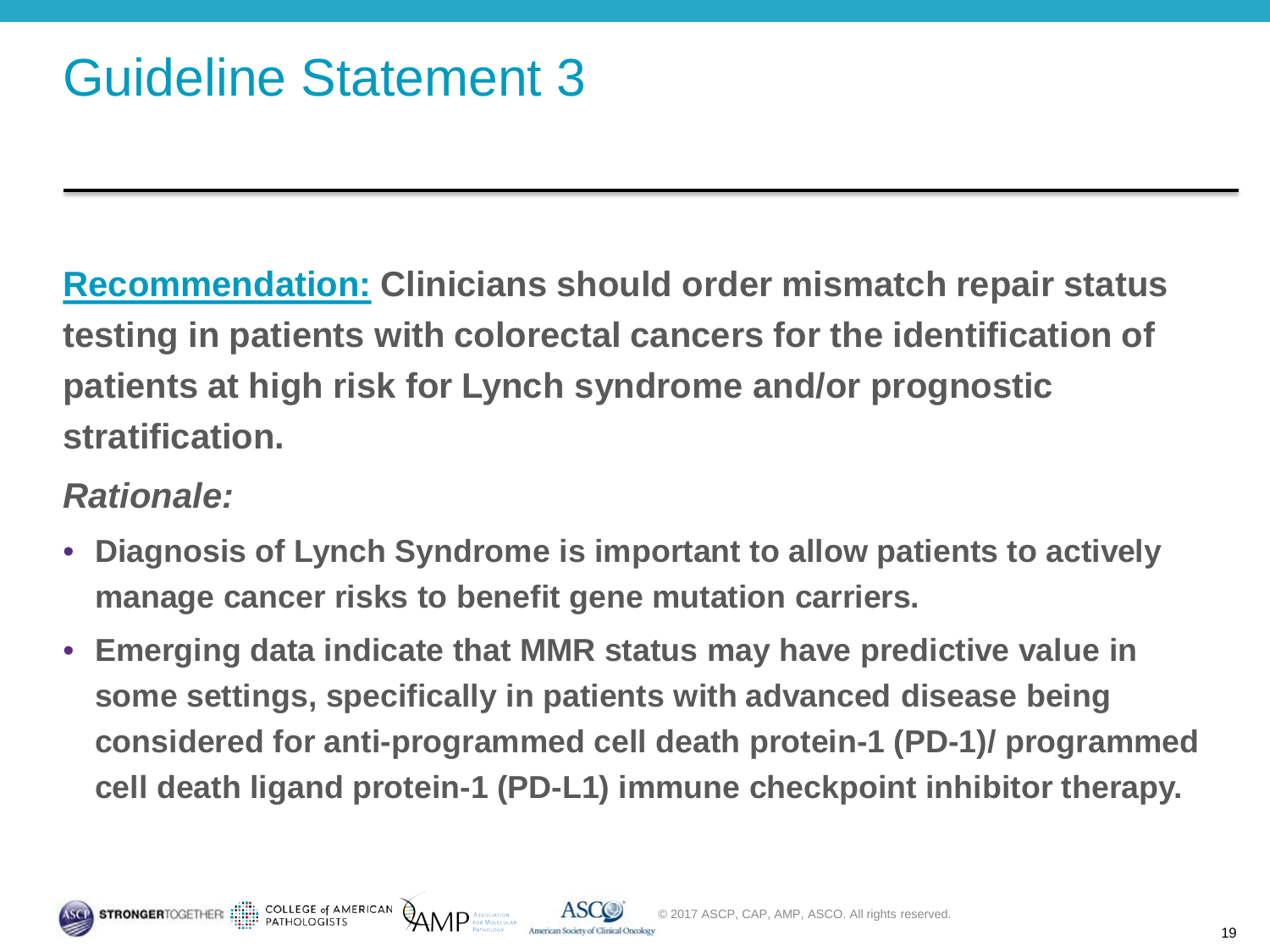# Guideline Statement 3

**Recommendation: Clinicians should order mismatch repair status testing in patients with colorectal cancers for the identification of patients at high risk for Lynch syndrome and/or prognostic stratification.**

***Rationale:***

- **Diagnosis of Lynch Syndrome is important to allow patients to actively manage cancer risks to benefit gene mutation carriers.**
- **Emerging data indicate that MMR status may have predictive value in some settings, specifically in patients with advanced disease being considered for anti-programmed cell death protein-1 (PD-1)/ programmed cell death ligand protein-1 (PD-L1) immune checkpoint inhibitor therapy.**

© 2017 ASCP, CAP, AMP, ASCO. All rights reserved.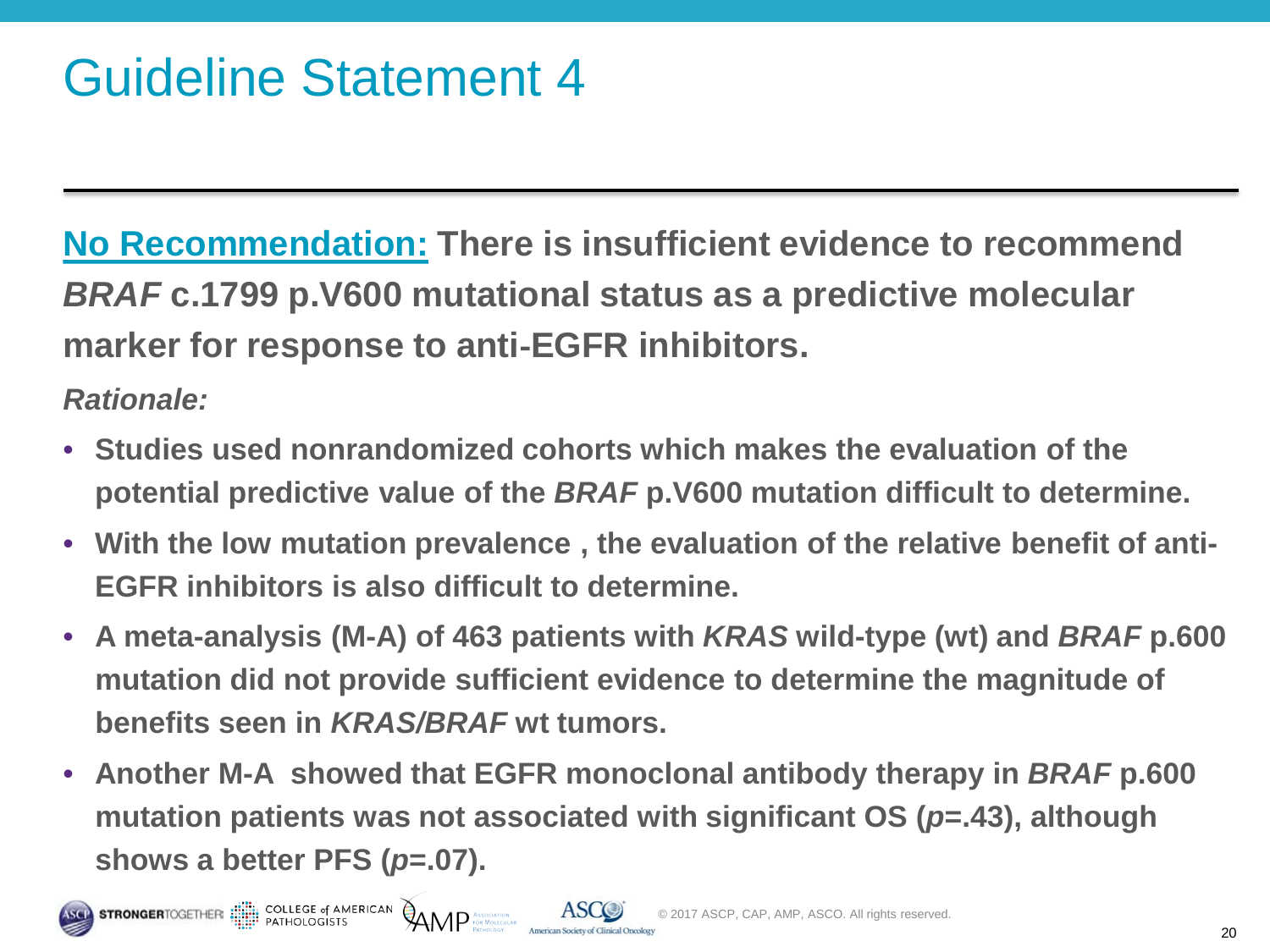# Guideline Statement 4

**No Recommendation:** **There is insufficient evidence to recommend *BRAF* c.1799 p.V600 mutational status as a predictive molecular marker for response to anti-EGFR inhibitors.**

***Rationale:***

- **Studies used nonrandomized cohorts which makes the evaluation of the potential predictive value of the *BRAF* p.V600 mutation difficult to determine.**
- **With the low mutation prevalence , the evaluation of the relative benefit of anti-EGFR inhibitors is also difficult to determine.**
- **A meta-analysis (M-A) of 463 patients with *KRAS* wild-type (wt) and *BRAF* p.600 mutation did not provide sufficient evidence to determine the magnitude of benefits seen in *KRAS/BRAF* wt tumors.**
- **Another M-A showed that EGFR monoclonal antibody therapy in *BRAF* p.600 mutation patients was not associated with significant OS ($p$=.43), although shows a better PFS ($p$=.07).**

© 2017 ASCP, CAP, AMP, ASCO. All rights reserved.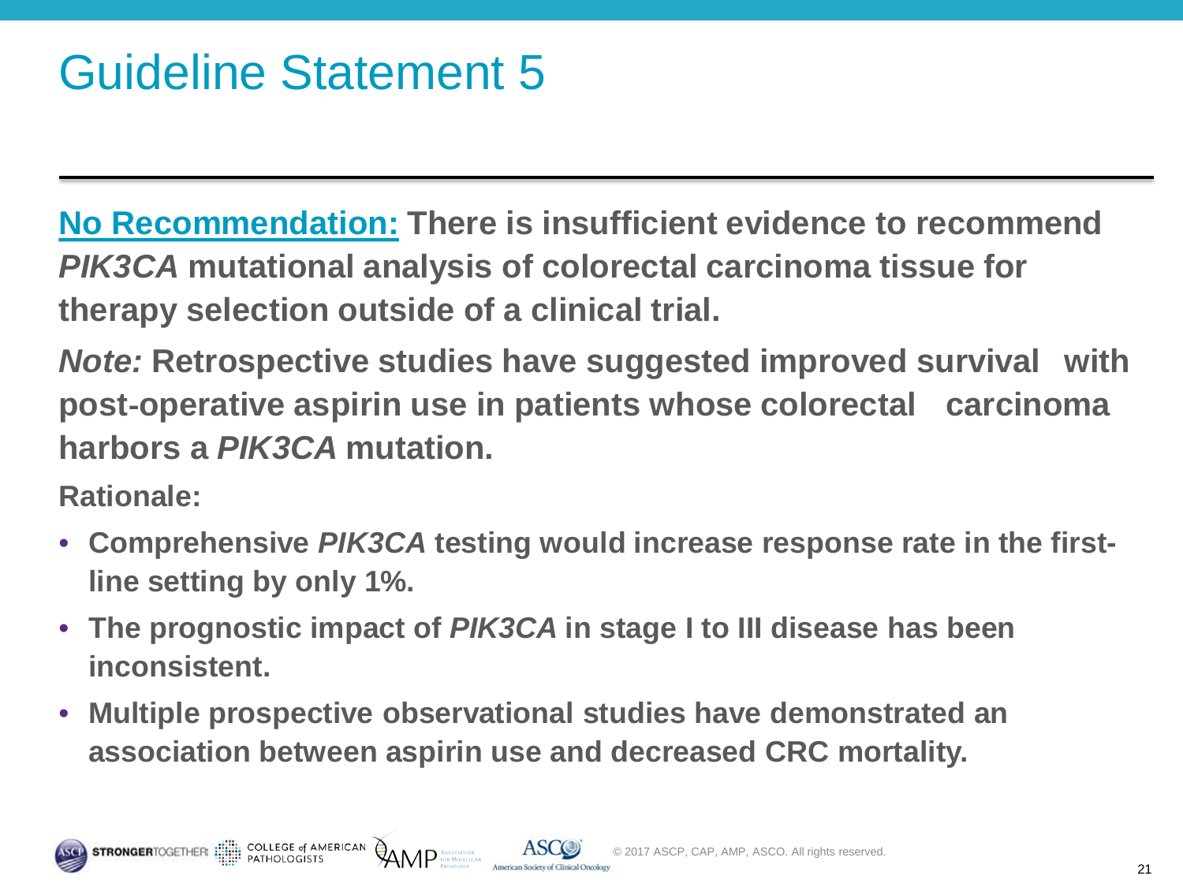# Guideline Statement 5

**No Recommendation:** **There is insufficient evidence to recommend *PIK3CA* mutational analysis of colorectal carcinoma tissue for therapy selection outside of a clinical trial.**

***Note:*** **Retrospective studies have suggested improved survival with post-operative aspirin use in patients whose colorectal carcinoma harbors a *PIK3CA* mutation.**

**Rationale:**

- **Comprehensive *PIK3CA* testing would increase response rate in the first-line setting by only 1%.**
- **The prognostic impact of *PIK3CA* in stage I to III disease has been inconsistent.**
- **Multiple prospective observational studies have demonstrated an association between aspirin use and decreased CRC mortality.**

© 2017 ASCP, CAP, AMP, ASCO. All rights reserved.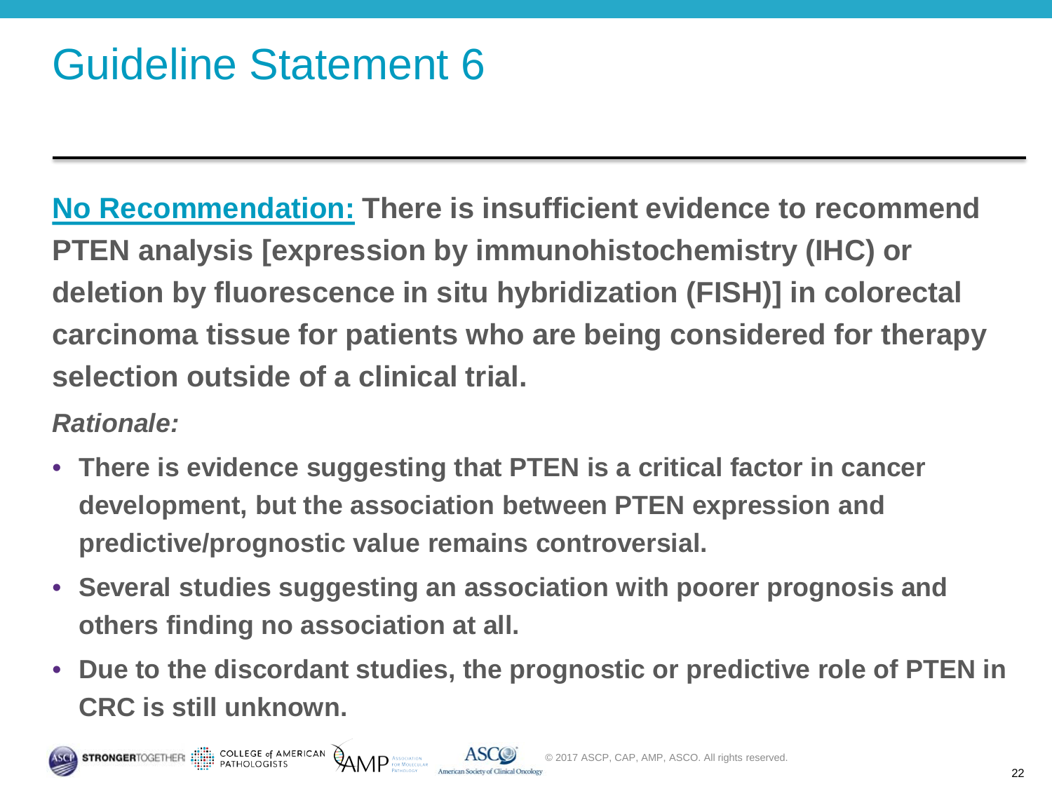# Guideline Statement 6

**No Recommendation: There is insufficient evidence to recommend PTEN analysis [expression by immunohistochemistry (IHC) or deletion by fluorescence in situ hybridization (FISH)] in colorectal carcinoma tissue for patients who are being considered for therapy selection outside of a clinical trial.**

***Rationale:***

- **There is evidence suggesting that PTEN is a critical factor in cancer development, but the association between PTEN expression and predictive/prognostic value remains controversial.**
- **Several studies suggesting an association with poorer prognosis and others finding no association at all.**
- **Due to the discordant studies, the prognostic or predictive role of PTEN in CRC is still unknown.**

© 2017 ASCP, CAP, AMP, ASCO. All rights reserved.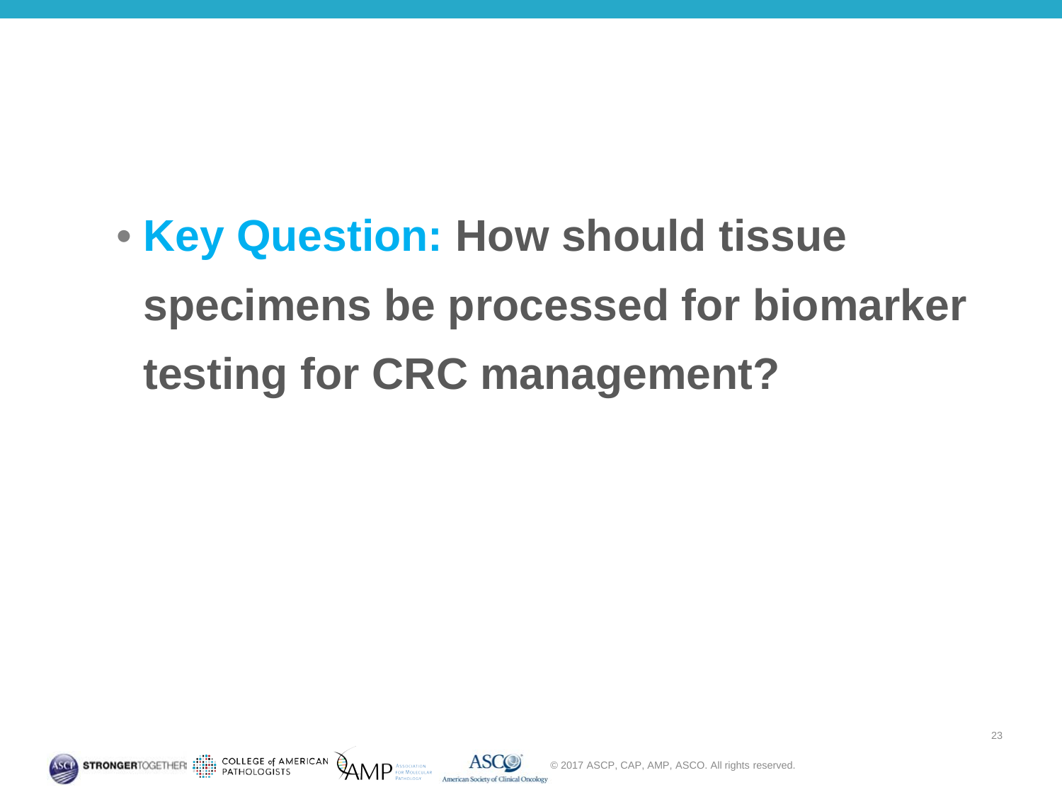- **Key Question:** **How should tissue specimens be processed for biomarker testing for CRC management?**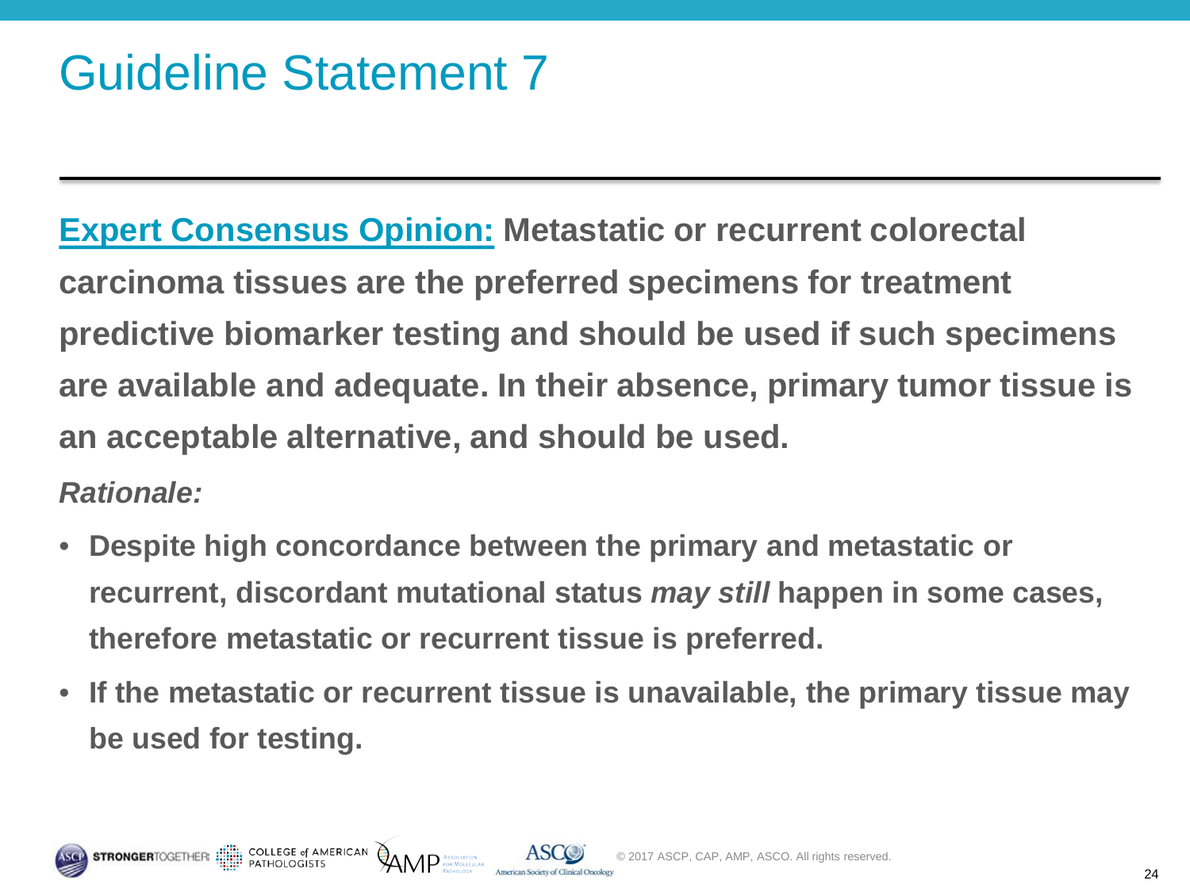# Guideline Statement 7

**Expert Consensus Opinion: Metastatic or recurrent colorectal carcinoma tissues are the preferred specimens for treatment predictive biomarker testing and should be used if such specimens are available and adequate. In their absence, primary tumor tissue is an acceptable alternative, and should be used.**

***Rationale:***

- **Despite high concordance between the primary and metastatic or recurrent, discordant mutational status *may still* happen in some cases, therefore metastatic or recurrent tissue is preferred.**
- **If the metastatic or recurrent tissue is unavailable, the primary tissue may be used for testing.**

© 2017 ASCP, CAP, AMP, ASCO. All rights reserved.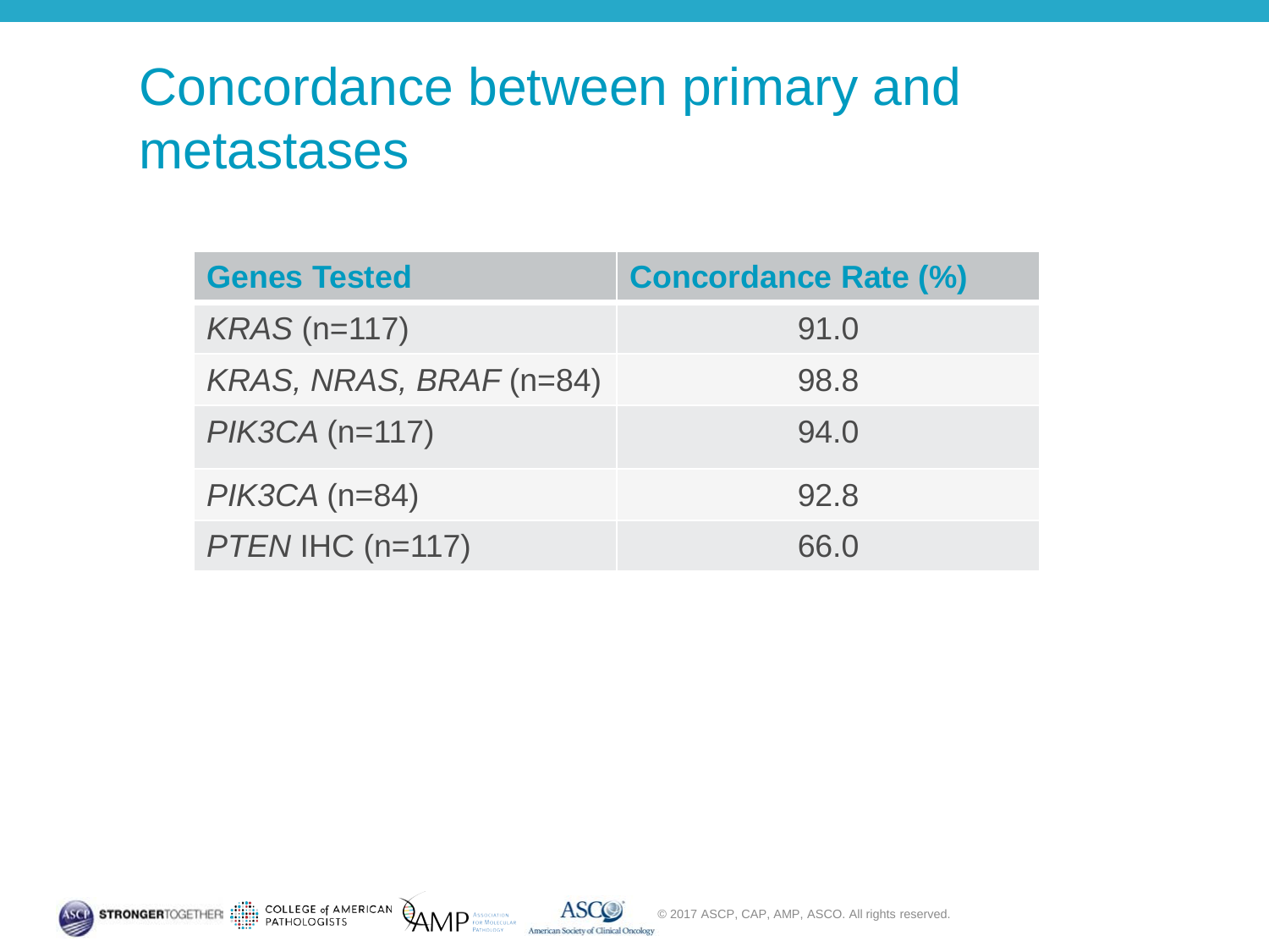# Concordance between primary and metastases

| Genes Tested | Concordance Rate (%) |
| --- | --- |
| *KRAS* (n=117) | 91.0 |
| *KRAS, NRAS, BRAF* (n=84) | 98.8 |
| *PIK3CA* (n=117) | 94.0 |
| *PIK3CA* (n=84) | 92.8 |
| *PTEN* IHC (n=117) | 66.0 |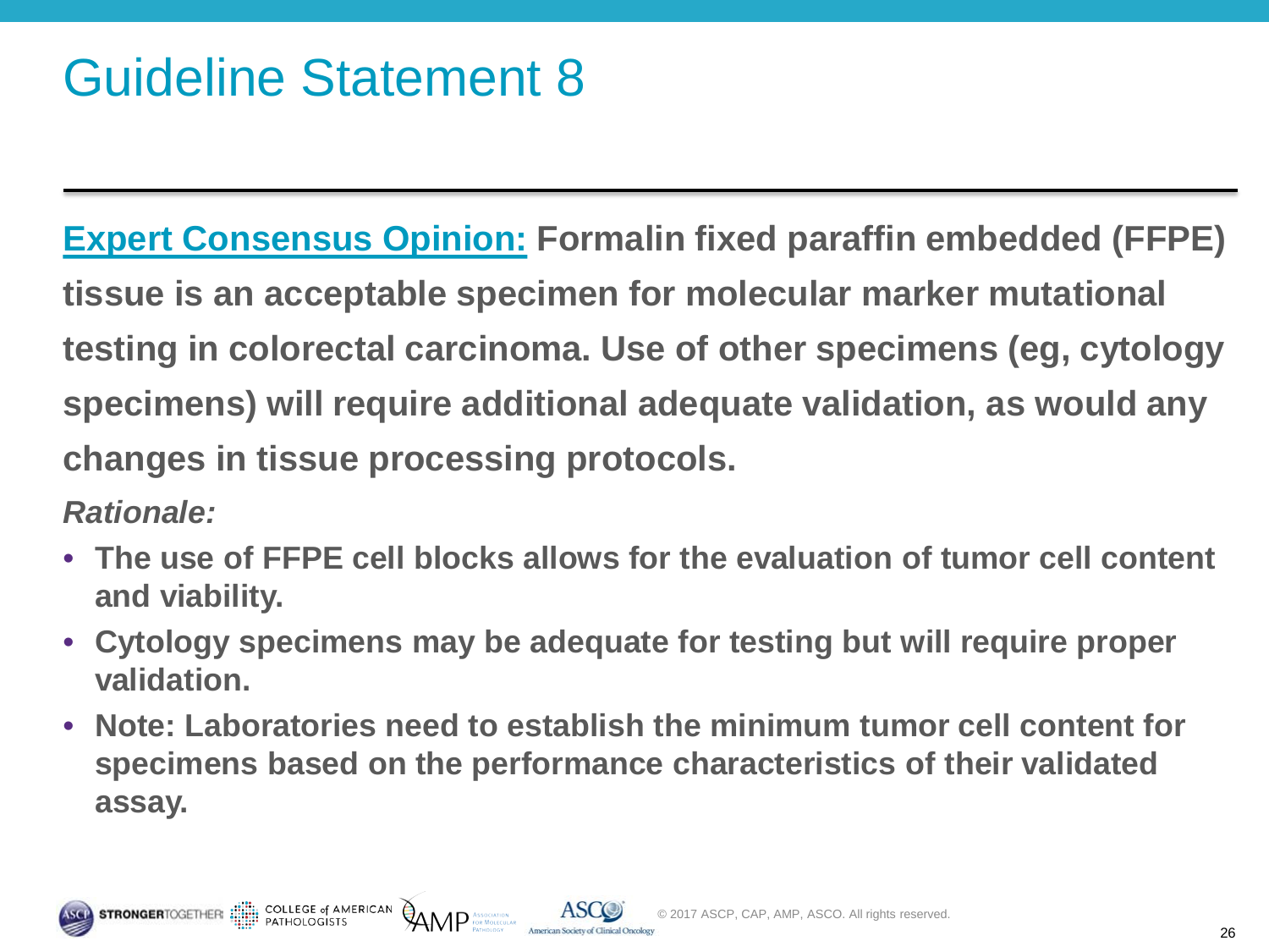# Guideline Statement 8

**Expert Consensus Opinion:** **Formalin fixed paraffin embedded (FFPE) tissue is an acceptable specimen for molecular marker mutational testing in colorectal carcinoma. Use of other specimens (eg, cytology specimens) will require additional adequate validation, as would any changes in tissue processing protocols.**

***Rationale:***

- **The use of FFPE cell blocks allows for the evaluation of tumor cell content and viability.**
- **Cytology specimens may be adequate for testing but will require proper validation.**
- **Note: Laboratories need to establish the minimum tumor cell content for specimens based on the performance characteristics of their validated assay.**

© 2017 ASCP, CAP, AMP, ASCO. All rights reserved.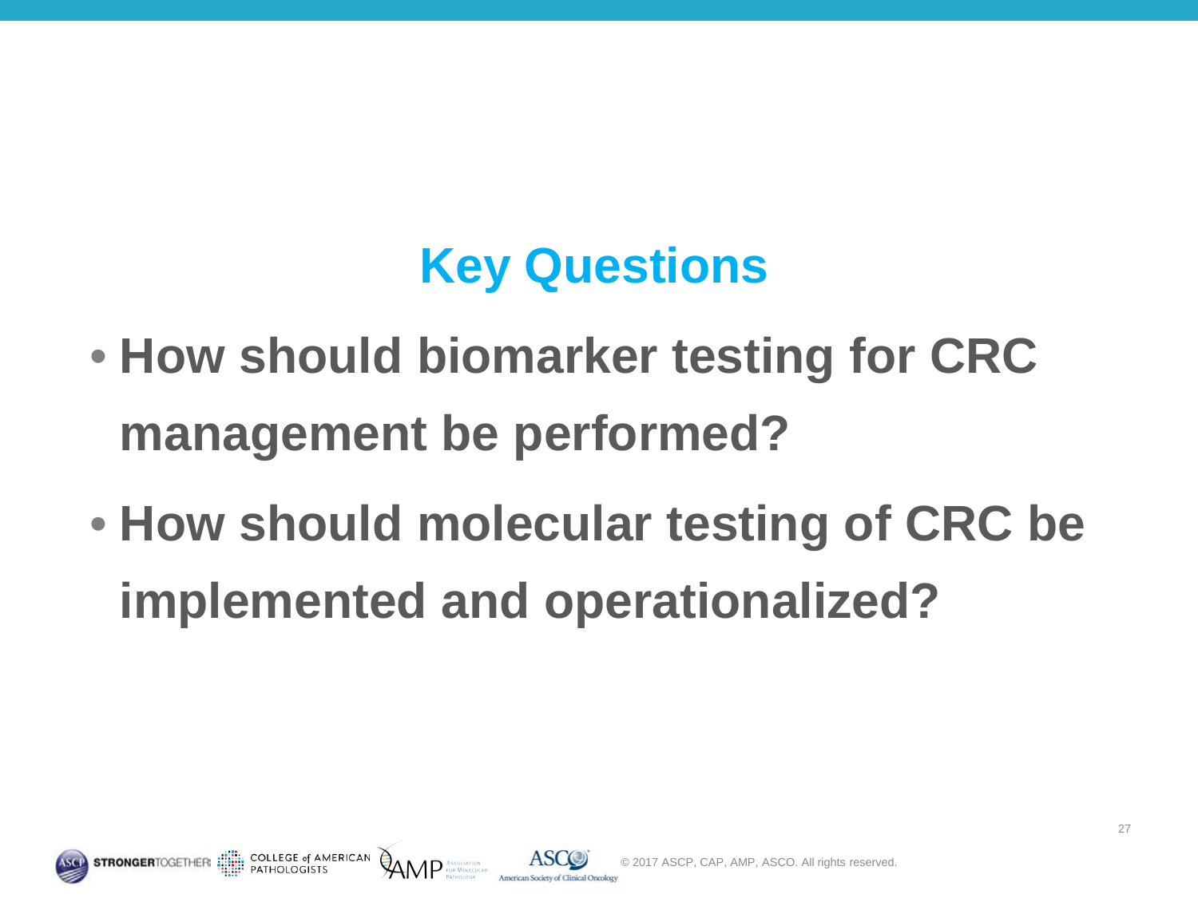# Key Questions

- **How should biomarker testing for CRC management be performed?**
- **How should molecular testing of CRC be implemented and operationalized?**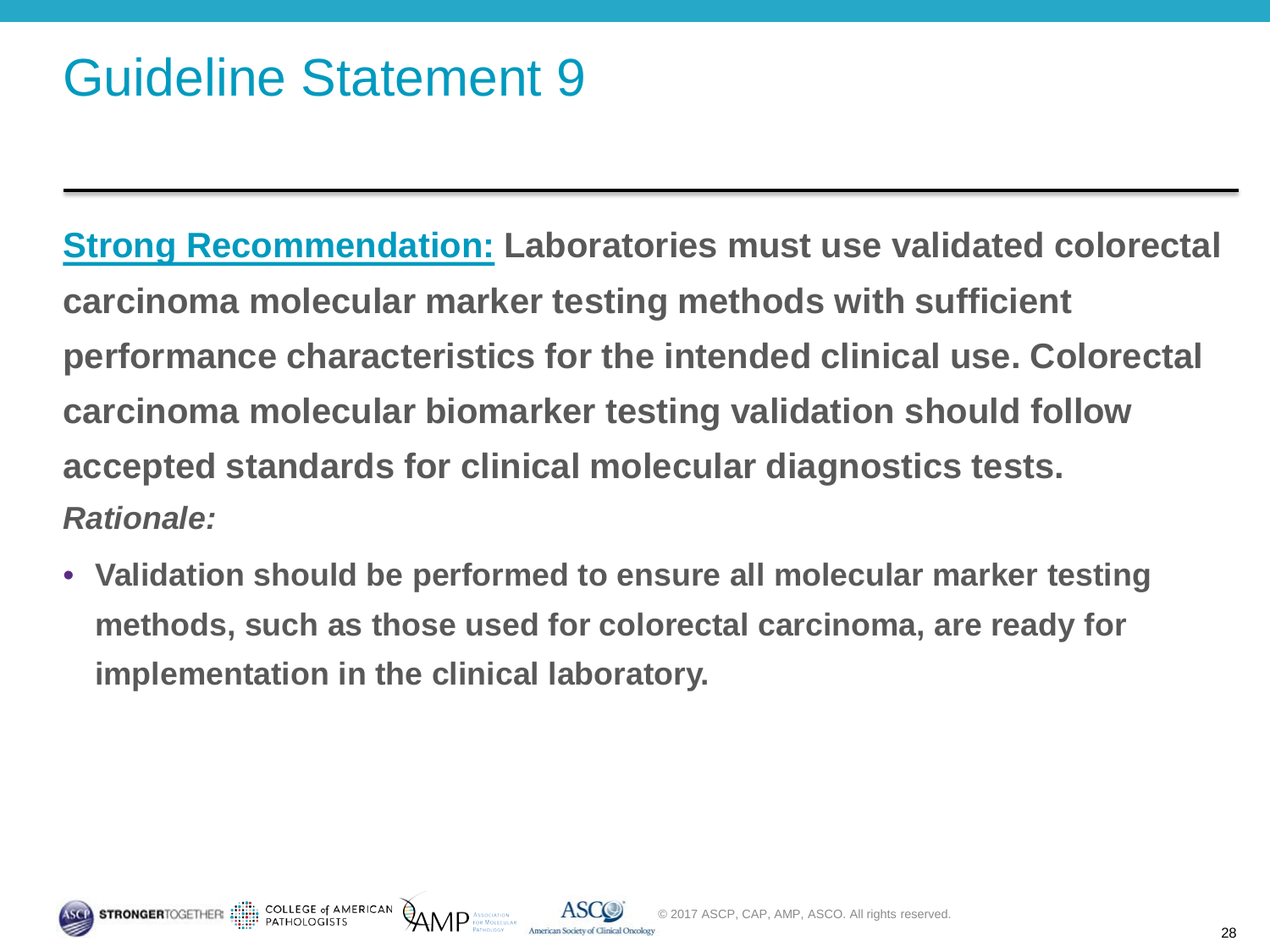# Guideline Statement 9

**Strong Recommendation: Laboratories must use validated colorectal carcinoma molecular marker testing methods with sufficient performance characteristics for the intended clinical use. Colorectal carcinoma molecular biomarker testing validation should follow accepted standards for clinical molecular diagnostics tests.**

***Rationale:***

- **Validation should be performed to ensure all molecular marker testing methods, such as those used for colorectal carcinoma, are ready for implementation in the clinical laboratory.**

© 2017 ASCP, CAP, AMP, ASCO. All rights reserved.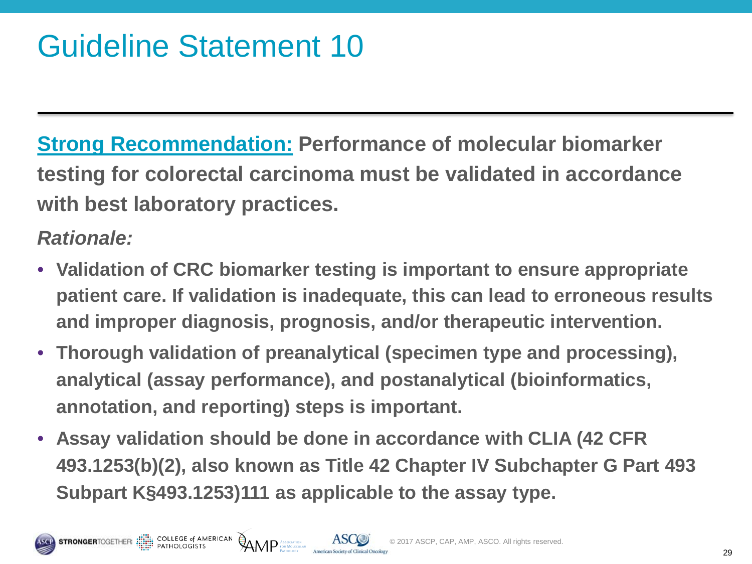# Guideline Statement 10

**Strong Recommendation: Performance of molecular biomarker testing for colorectal carcinoma must be validated in accordance with best laboratory practices.**

***Rationale:***

- **Validation of CRC biomarker testing is important to ensure appropriate patient care. If validation is inadequate, this can lead to erroneous results and improper diagnosis, prognosis, and/or therapeutic intervention.**
- **Thorough validation of preanalytical (specimen type and processing), analytical (assay performance), and postanalytical (bioinformatics, annotation, and reporting) steps is important.**
- **Assay validation should be done in accordance with CLIA (42 CFR 493.1253(b)(2), also known as Title 42 Chapter IV Subchapter G Part 493 Subpart K§493.1253)111 as applicable to the assay type.**

© 2017 ASCP, CAP, AMP, ASCO. All rights reserved.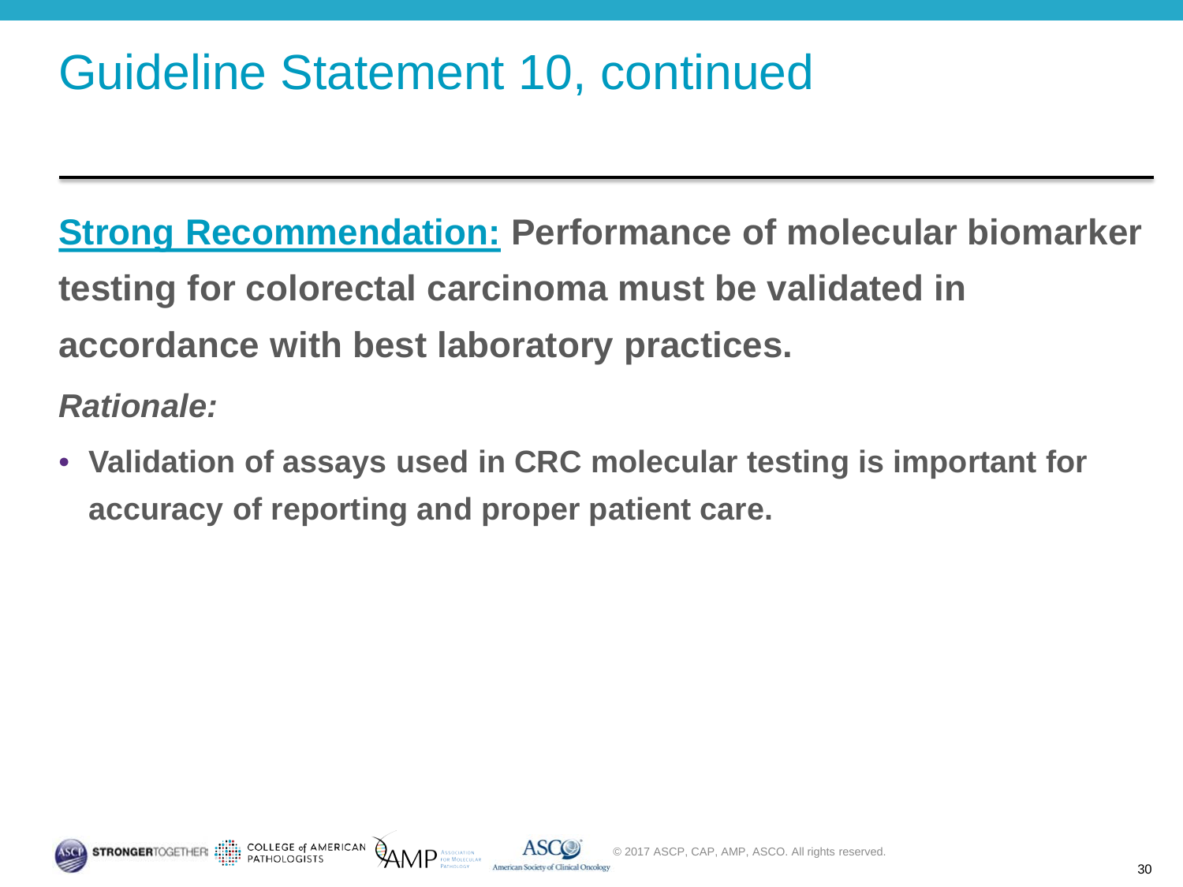# Guideline Statement 10, continued

**Strong Recommendation:** **Performance of molecular biomarker testing for colorectal carcinoma must be validated in accordance with best laboratory practices.**

***Rationale:***

- **Validation of assays used in CRC molecular testing is important for accuracy of reporting and proper patient care.**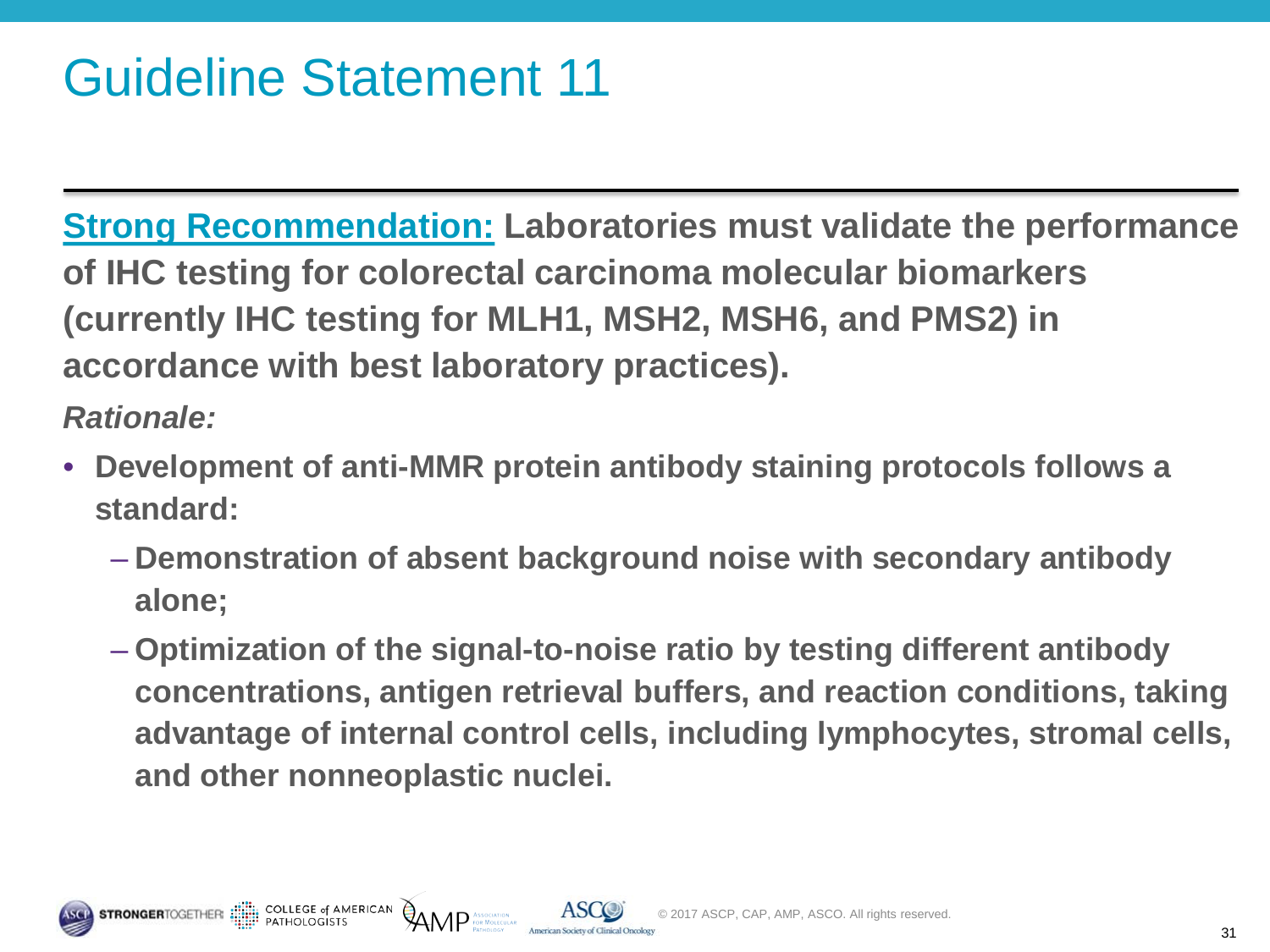# Guideline Statement 11

**Strong Recommendation: Laboratories must validate the performance of IHC testing for colorectal carcinoma molecular biomarkers (currently IHC testing for MLH1, MSH2, MSH6, and PMS2) in accordance with best laboratory practices).**

***Rationale:***

- **Development of anti-MMR protein antibody staining protocols follows a standard:**
  - **Demonstration of absent background noise with secondary antibody alone;**
  - **Optimization of the signal-to-noise ratio by testing different antibody concentrations, antigen retrieval buffers, and reaction conditions, taking advantage of internal control cells, including lymphocytes, stromal cells, and other nonneoplastic nuclei.**

© 2017 ASCP, CAP, AMP, ASCO. All rights reserved.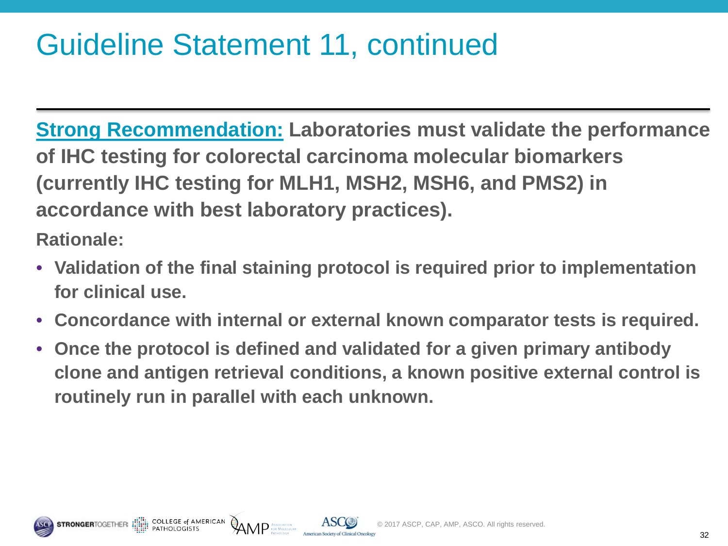# Guideline Statement 11, continued

**Strong Recommendation:** **Laboratories must validate the performance of IHC testing for colorectal carcinoma molecular biomarkers (currently IHC testing for MLH1, MSH2, MSH6, and PMS2) in accordance with best laboratory practices).**

**Rationale:**

- **Validation of the final staining protocol is required prior to implementation for clinical use.**
- **Concordance with internal or external known comparator tests is required.**
- **Once the protocol is defined and validated for a given primary antibody clone and antigen retrieval conditions, a known positive external control is routinely run in parallel with each unknown.**

© 2017 ASCP, CAP, AMP, ASCO. All rights reserved.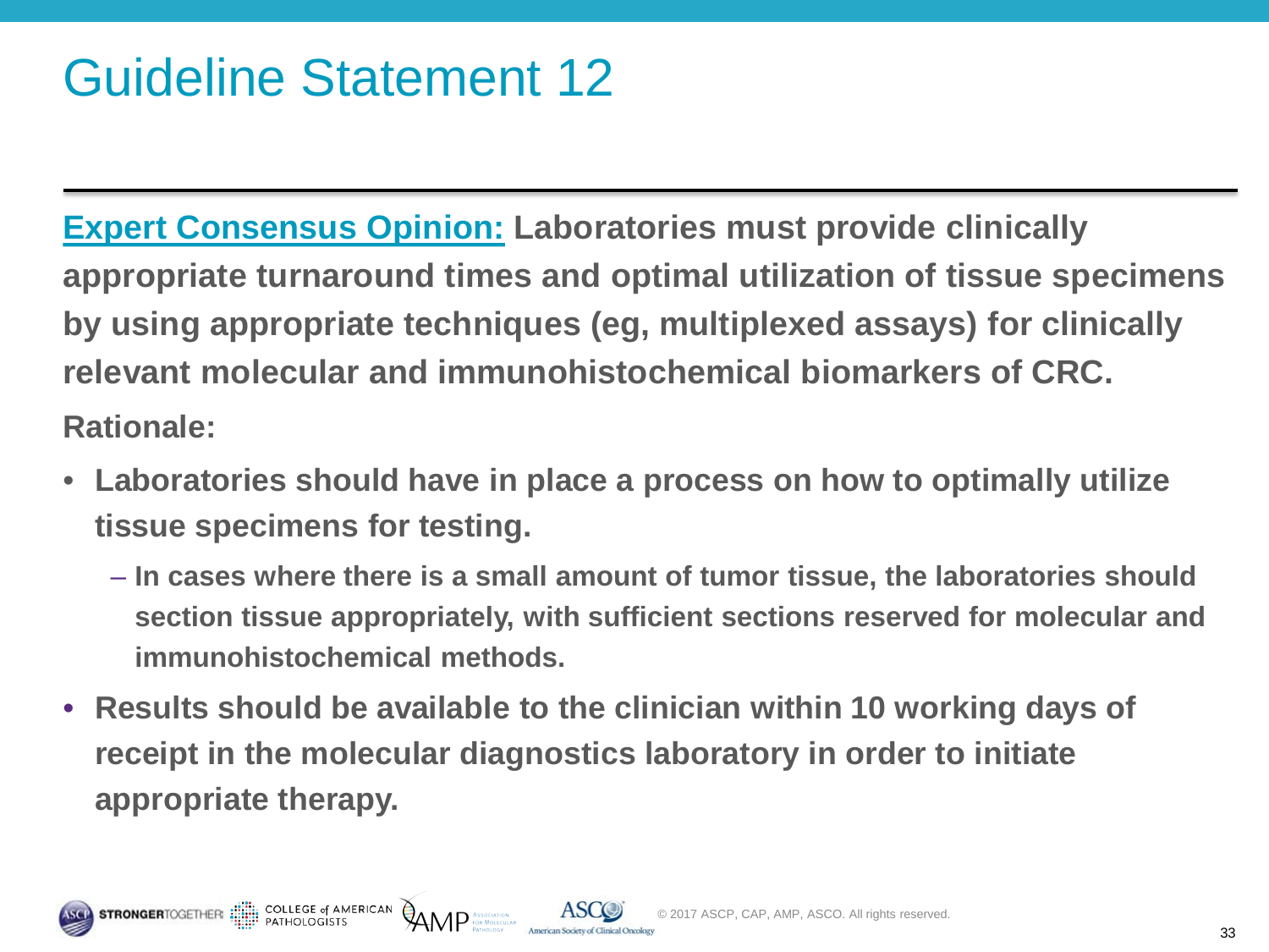# Guideline Statement 12

**Expert Consensus Opinion: Laboratories must provide clinically appropriate turnaround times and optimal utilization of tissue specimens by using appropriate techniques (eg, multiplexed assays) for clinically relevant molecular and immunohistochemical biomarkers of CRC.**

**Rationale:**

- **Laboratories should have in place a process on how to optimally utilize tissue specimens for testing.**
  - **In cases where there is a small amount of tumor tissue, the laboratories should section tissue appropriately, with sufficient sections reserved for molecular and immunohistochemical methods.**
- **Results should be available to the clinician within 10 working days of receipt in the molecular diagnostics laboratory in order to initiate appropriate therapy.**

© 2017 ASCP, CAP, AMP, ASCO. All rights reserved.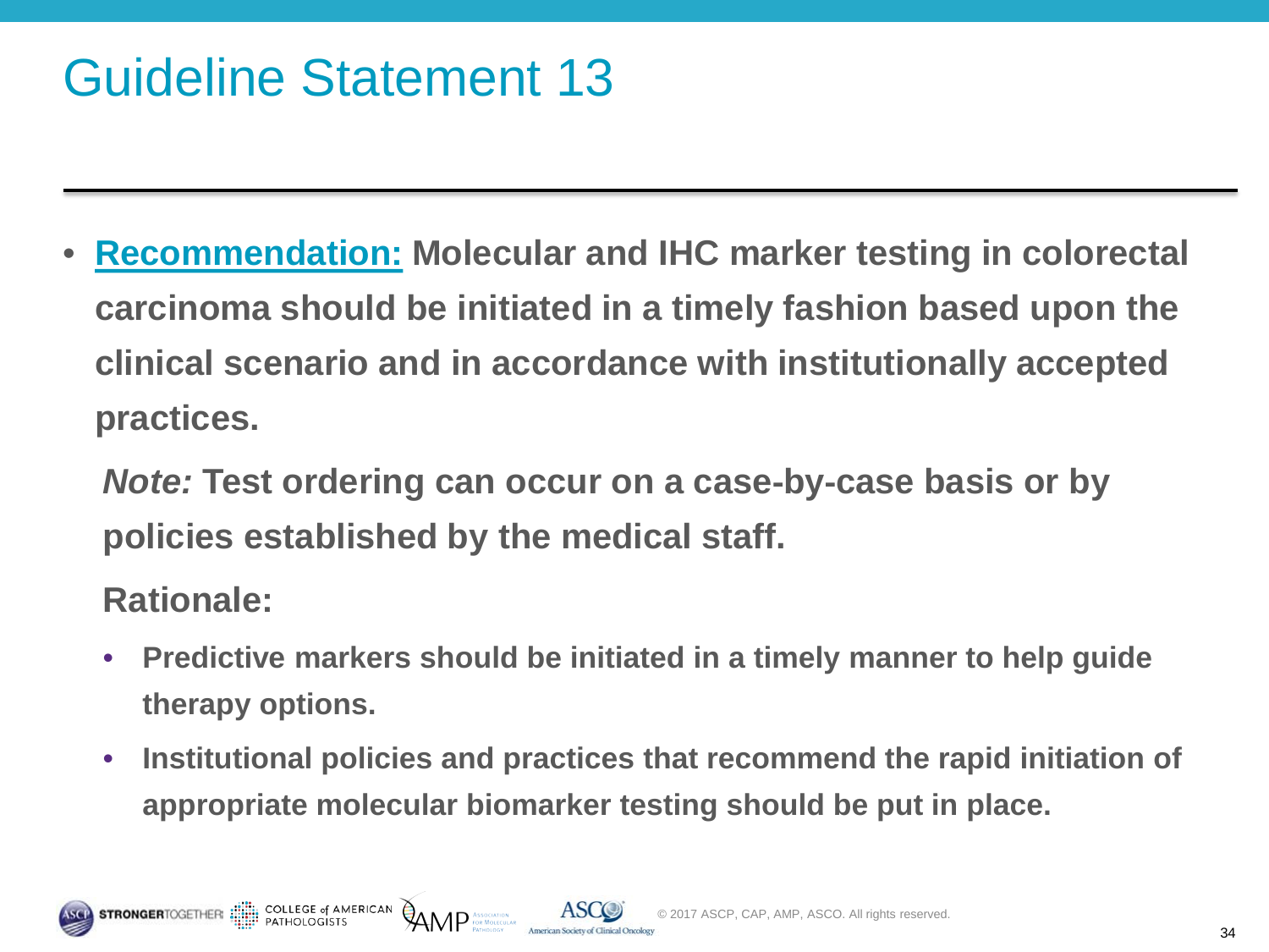# Guideline Statement 13

- **Recommendation: Molecular and IHC marker testing in colorectal carcinoma should be initiated in a timely fashion based upon the clinical scenario and in accordance with institutionally accepted practices.**

  ***Note:* Test ordering can occur on a case-by-case basis or by policies established by the medical staff.**

  **Rationale:**

  - **Predictive markers should be initiated in a timely manner to help guide therapy options.**
  - **Institutional policies and practices that recommend the rapid initiation of appropriate molecular biomarker testing should be put in place.**

© 2017 ASCP, CAP, AMP, ASCO. All rights reserved.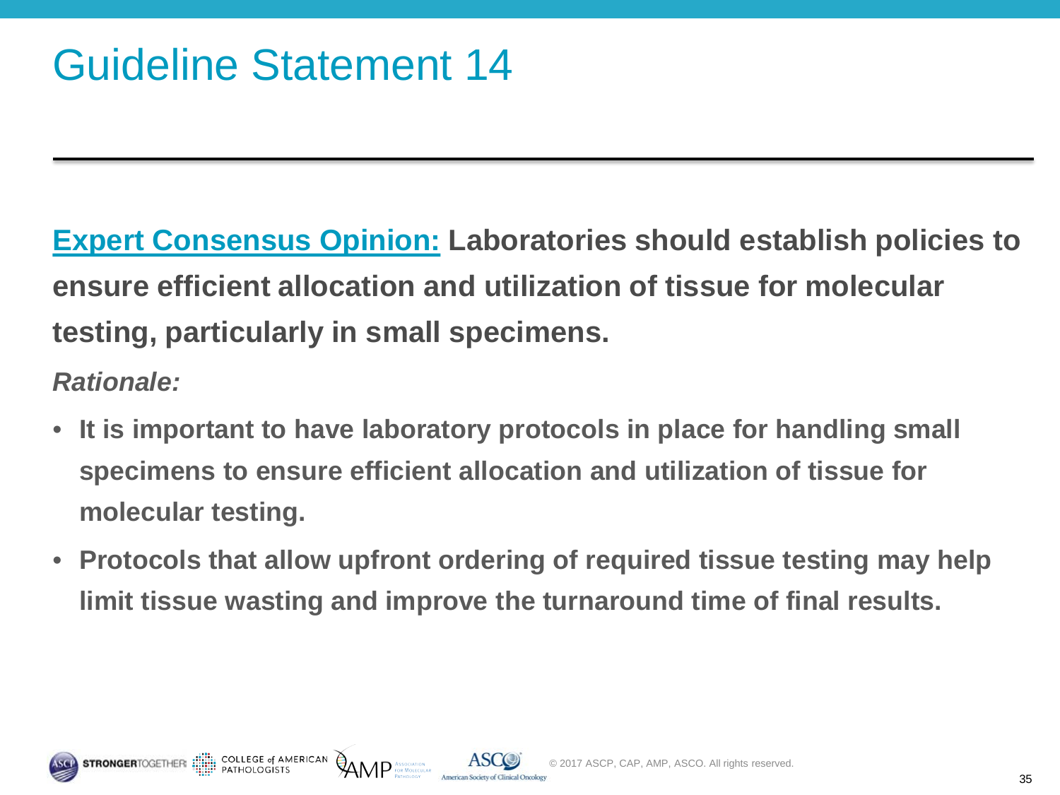# Guideline Statement 14

**Expert Consensus Opinion: Laboratories should establish policies to ensure efficient allocation and utilization of tissue for molecular testing, particularly in small specimens.**

***Rationale:***

- **It is important to have laboratory protocols in place for handling small specimens to ensure efficient allocation and utilization of tissue for molecular testing.**
- **Protocols that allow upfront ordering of required tissue testing may help limit tissue wasting and improve the turnaround time of final results.**

© 2017 ASCP, CAP, AMP, ASCO. All rights reserved.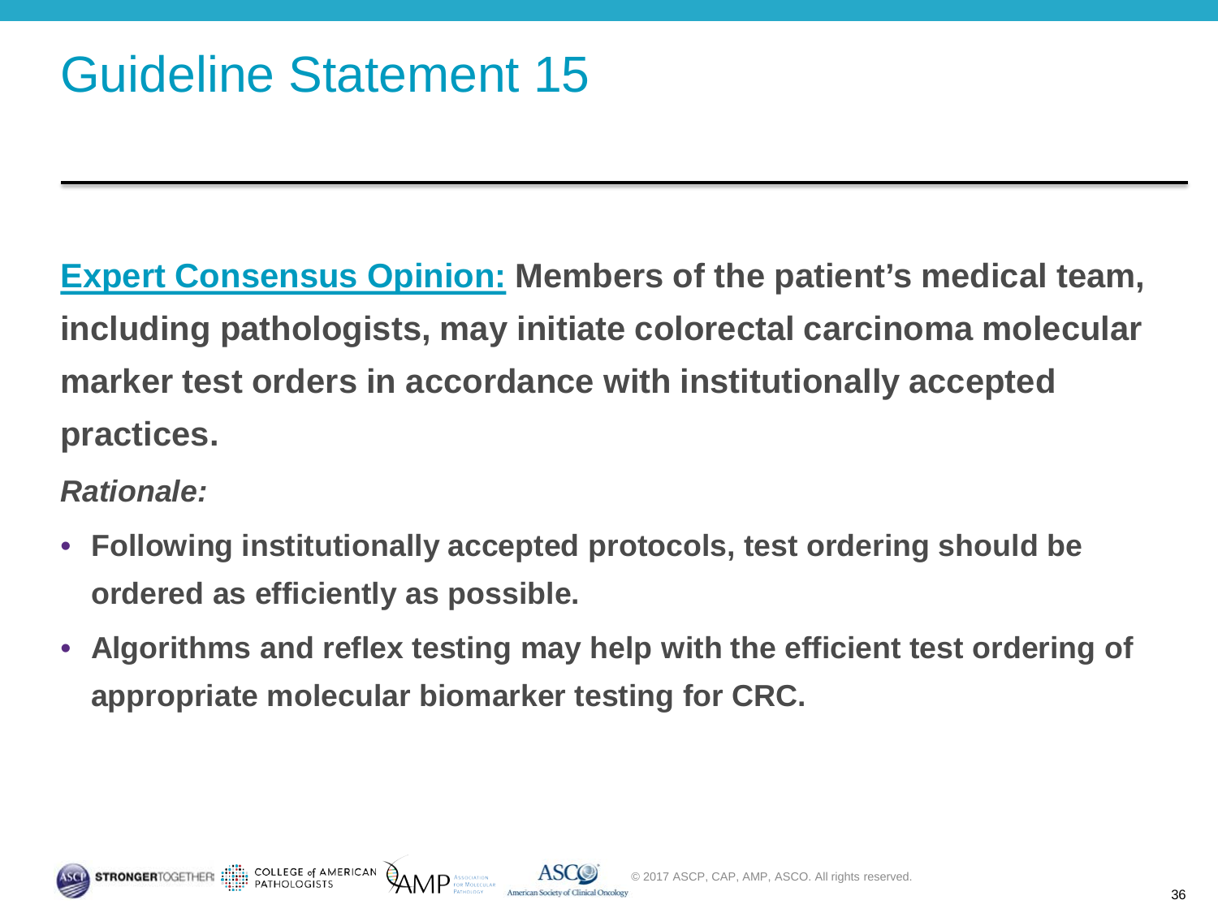# Guideline Statement 15

**Expert Consensus Opinion: Members of the patient's medical team, including pathologists, may initiate colorectal carcinoma molecular marker test orders in accordance with institutionally accepted practices.**

***Rationale:***

- **Following institutionally accepted protocols, test ordering should be ordered as efficiently as possible.**
- **Algorithms and reflex testing may help with the efficient test ordering of appropriate molecular biomarker testing for CRC.**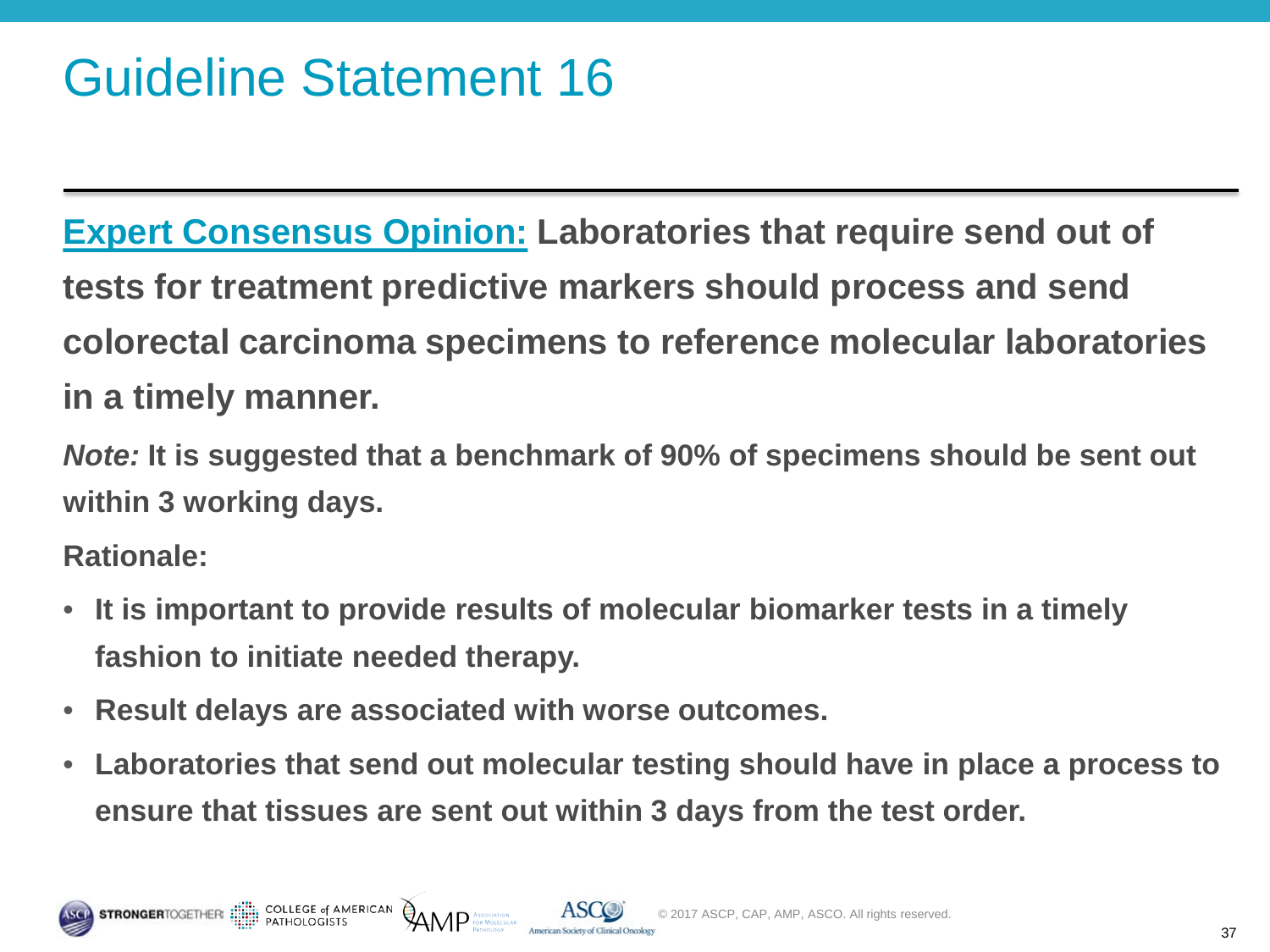# Guideline Statement 16

**Expert Consensus Opinion: Laboratories that require send out of tests for treatment predictive markers should process and send colorectal carcinoma specimens to reference molecular laboratories in a timely manner.**

***Note:*** **It is suggested that a benchmark of 90% of specimens should be sent out within 3 working days.**

**Rationale:**

- **It is important to provide results of molecular biomarker tests in a timely fashion to initiate needed therapy.**
- **Result delays are associated with worse outcomes.**
- **Laboratories that send out molecular testing should have in place a process to ensure that tissues are sent out within 3 days from the test order.**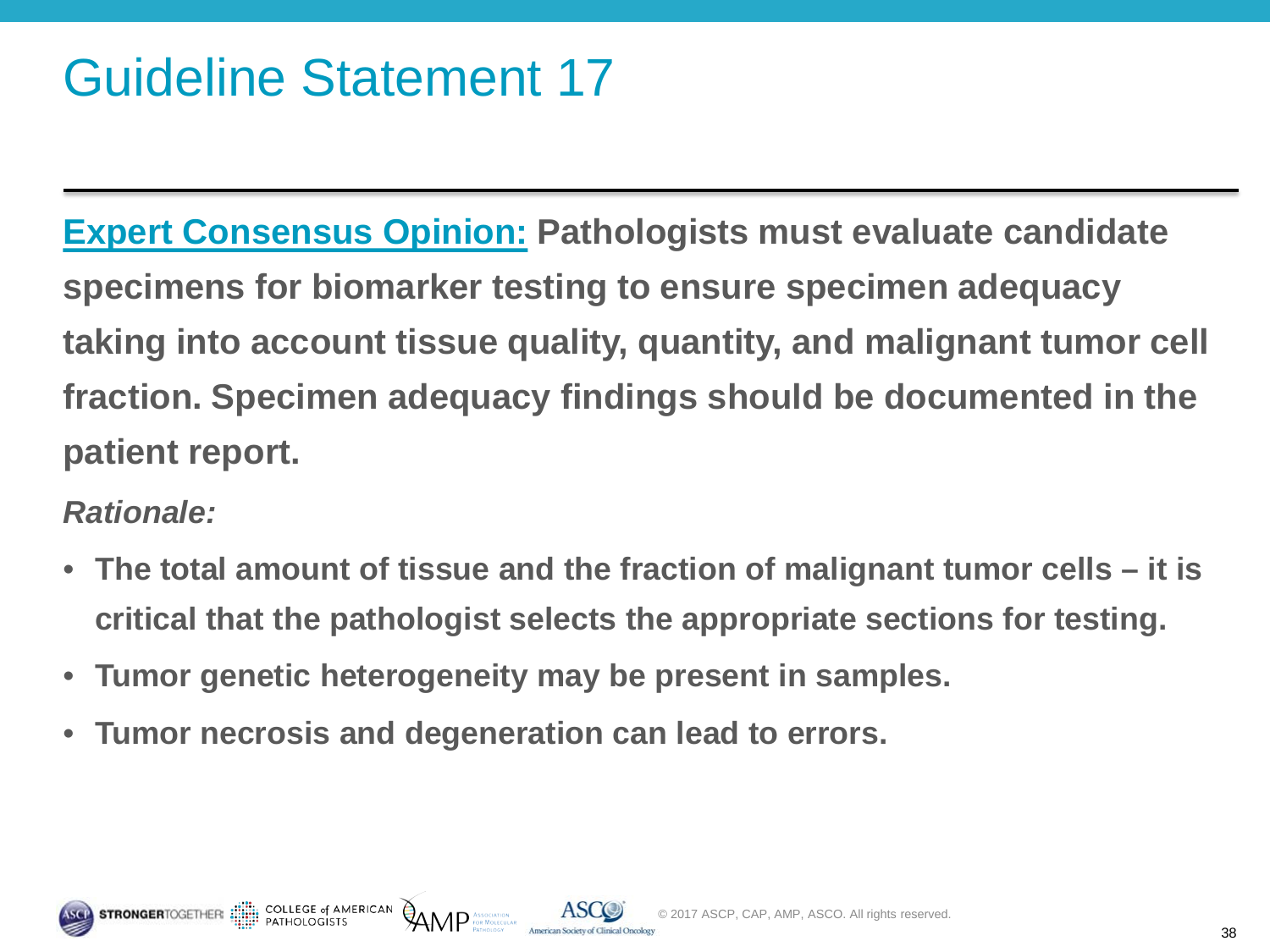# Guideline Statement 17

**Expert Consensus Opinion: Pathologists must evaluate candidate specimens for biomarker testing to ensure specimen adequacy taking into account tissue quality, quantity, and malignant tumor cell fraction. Specimen adequacy findings should be documented in the patient report.**

***Rationale:***

- **The total amount of tissue and the fraction of malignant tumor cells – it is critical that the pathologist selects the appropriate sections for testing.**
- **Tumor genetic heterogeneity may be present in samples.**
- **Tumor necrosis and degeneration can lead to errors.**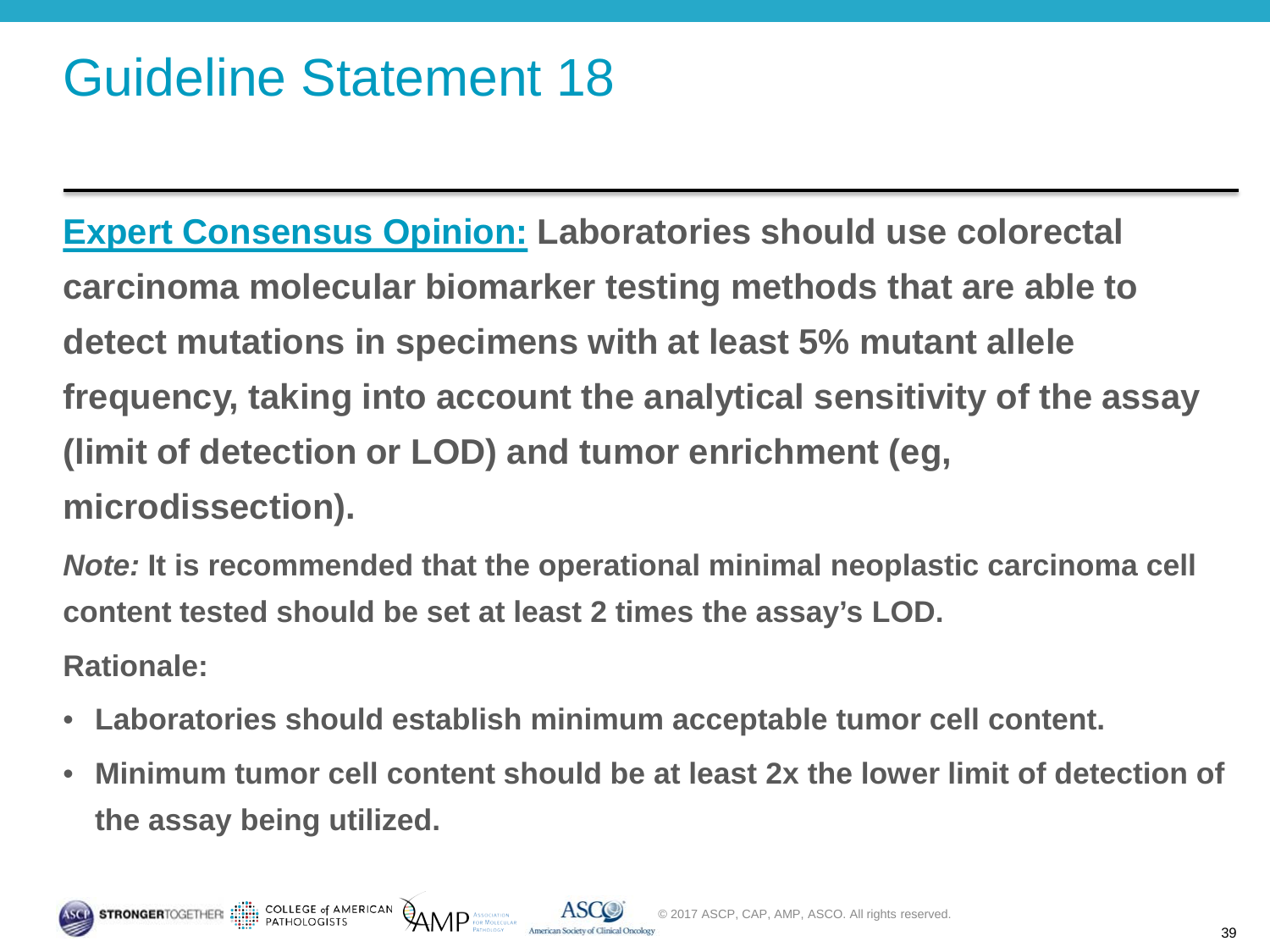# Guideline Statement 18

**Expert Consensus Opinion: Laboratories should use colorectal carcinoma molecular biomarker testing methods that are able to detect mutations in specimens with at least 5% mutant allele frequency, taking into account the analytical sensitivity of the assay (limit of detection or LOD) and tumor enrichment (eg, microdissection).**

***Note:* It is recommended that the operational minimal neoplastic carcinoma cell content tested should be set at least 2 times the assay's LOD.**

**Rationale:**

- **Laboratories should establish minimum acceptable tumor cell content.**
- **Minimum tumor cell content should be at least 2x the lower limit of detection of the assay being utilized.**

© 2017 ASCP, CAP, AMP, ASCO. All rights reserved.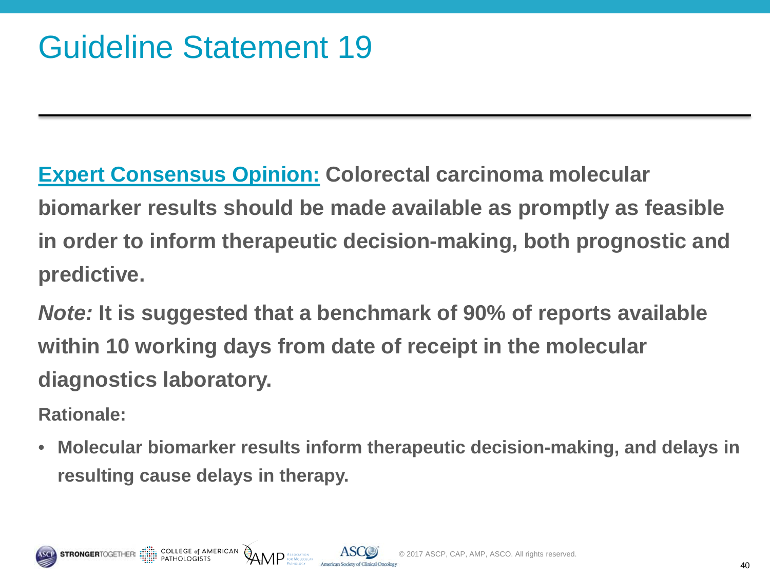# Guideline Statement 19

**Expert Consensus Opinion:** **Colorectal carcinoma molecular biomarker results should be made available as promptly as feasible in order to inform therapeutic decision-making, both prognostic and predictive.**

***Note:*** **It is suggested that a benchmark of 90% of reports available within 10 working days from date of receipt in the molecular diagnostics laboratory.**

**Rationale:**

- **Molecular biomarker results inform therapeutic decision-making, and delays in resulting cause delays in therapy.**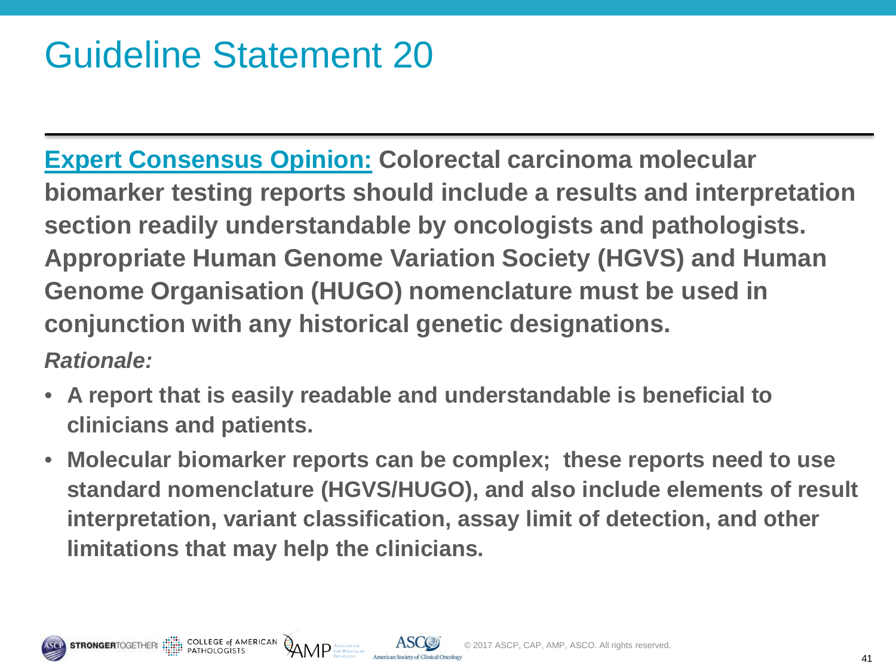# Guideline Statement 20

**Expert Consensus Opinion: Colorectal carcinoma molecular biomarker testing reports should include a results and interpretation section readily understandable by oncologists and pathologists. Appropriate Human Genome Variation Society (HGVS) and Human Genome Organisation (HUGO) nomenclature must be used in conjunction with any historical genetic designations.**

***Rationale:***

- **A report that is easily readable and understandable is beneficial to clinicians and patients.**
- **Molecular biomarker reports can be complex; these reports need to use standard nomenclature (HGVS/HUGO), and also include elements of result interpretation, variant classification, assay limit of detection, and other limitations that may help the clinicians.**

© 2017 ASCP, CAP, AMP, ASCO. All rights reserved.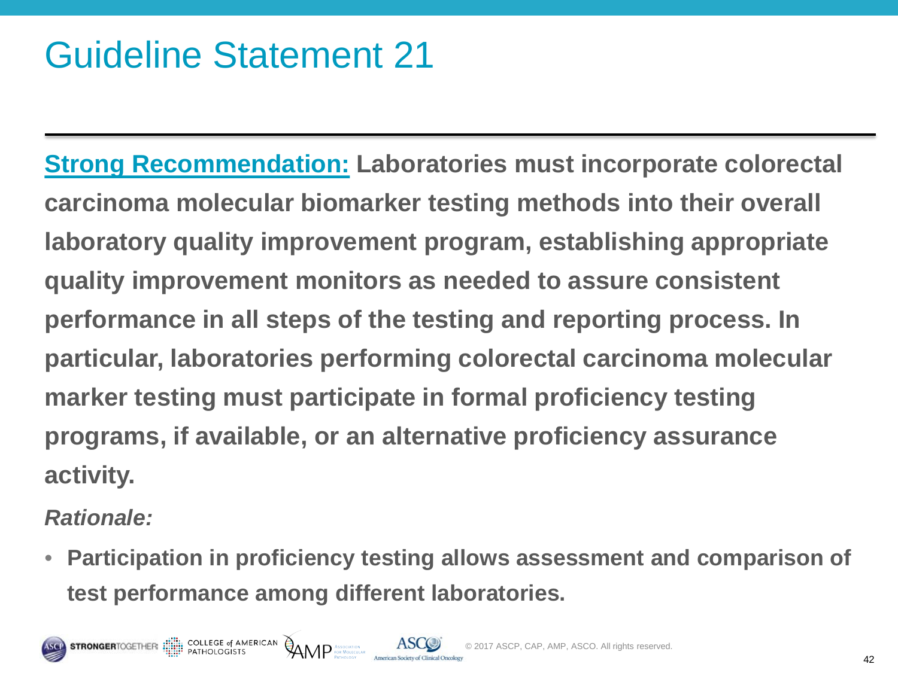# Guideline Statement 21

**Strong Recommendation:** **Laboratories must incorporate colorectal carcinoma molecular biomarker testing methods into their overall laboratory quality improvement program, establishing appropriate quality improvement monitors as needed to assure consistent performance in all steps of the testing and reporting process. In particular, laboratories performing colorectal carcinoma molecular marker testing must participate in formal proficiency testing programs, if available, or an alternative proficiency assurance activity.**

***Rationale:***

- **Participation in proficiency testing allows assessment and comparison of test performance among different laboratories.**

© 2017 ASCP, CAP, AMP, ASCO. All rights reserved.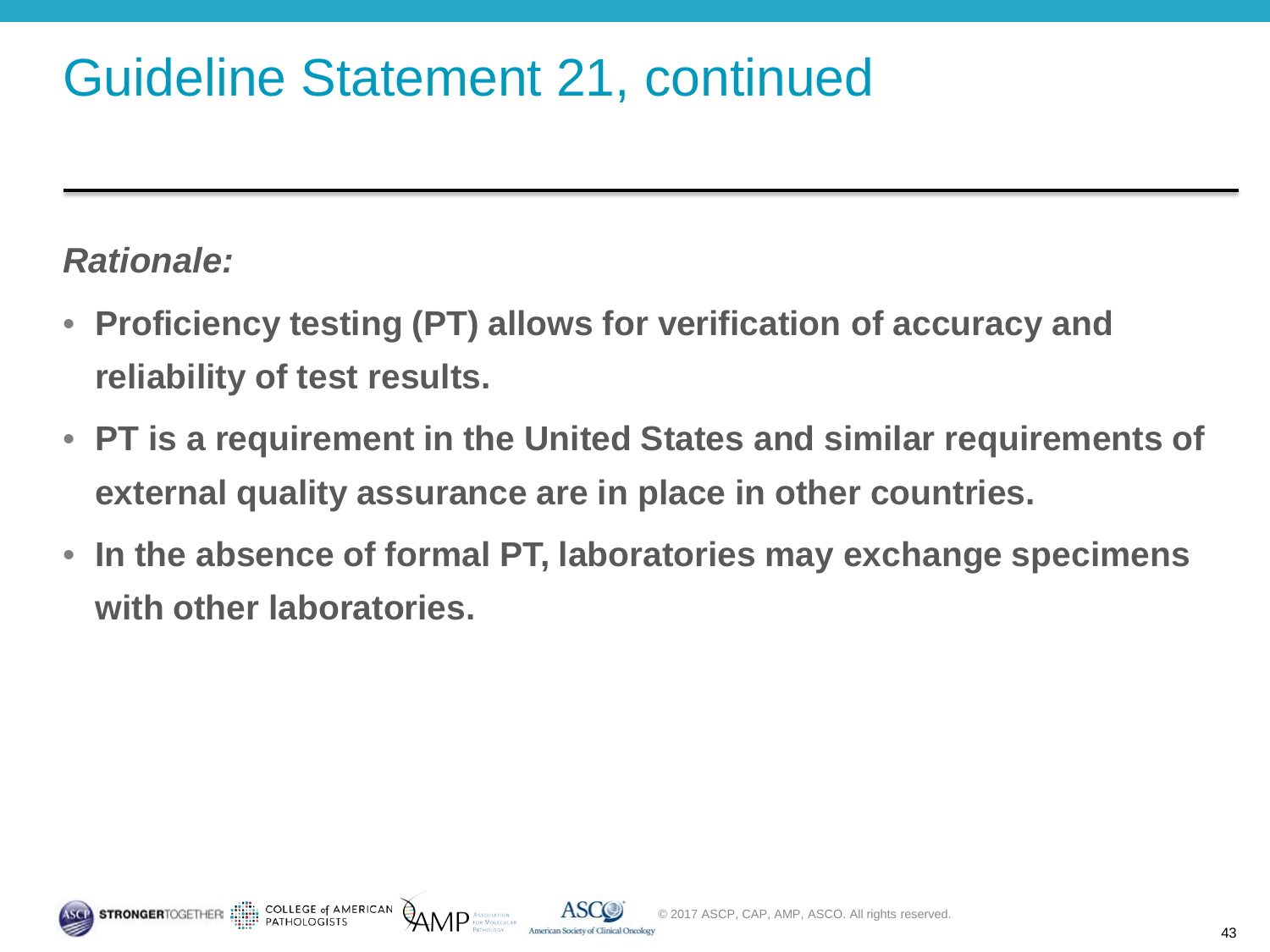# Guideline Statement 21, continued

***Rationale:***

- **Proficiency testing (PT) allows for verification of accuracy and reliability of test results.**
- **PT is a requirement in the United States and similar requirements of external quality assurance are in place in other countries.**
- **In the absence of formal PT, laboratories may exchange specimens with other laboratories.**

© 2017 ASCP, CAP, AMP, ASCO. All rights reserved.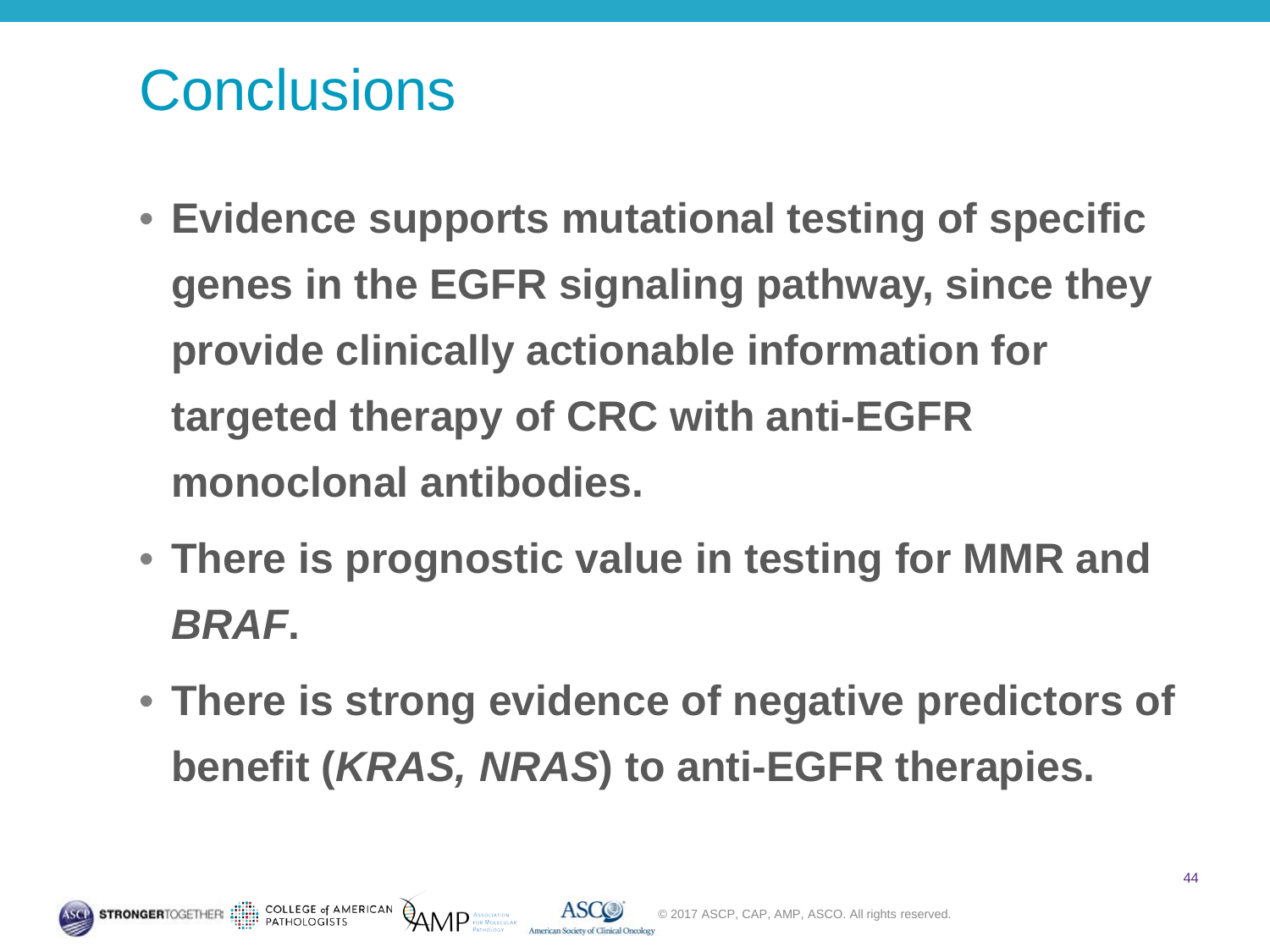# Conclusions

- **Evidence supports mutational testing of specific genes in the EGFR signaling pathway, since they provide clinically actionable information for targeted therapy of CRC with anti-EGFR monoclonal antibodies.**
- **There is prognostic value in testing for MMR and *BRAF*.**
- **There is strong evidence of negative predictors of benefit (*KRAS, NRAS*) to anti-EGFR therapies.**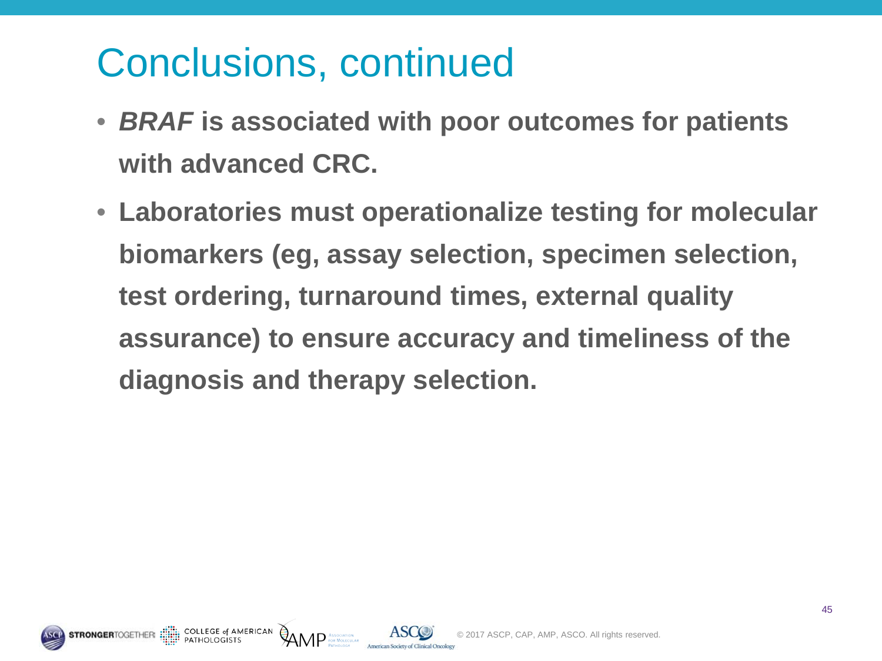# Conclusions, continued

- ***BRAF*** **is associated with poor outcomes for patients with advanced CRC.**
- **Laboratories must operationalize testing for molecular biomarkers (eg, assay selection, specimen selection, test ordering, turnaround times, external quality assurance) to ensure accuracy and timeliness of the diagnosis and therapy selection.**

© 2017 ASCP, CAP, AMP, ASCO. All rights reserved.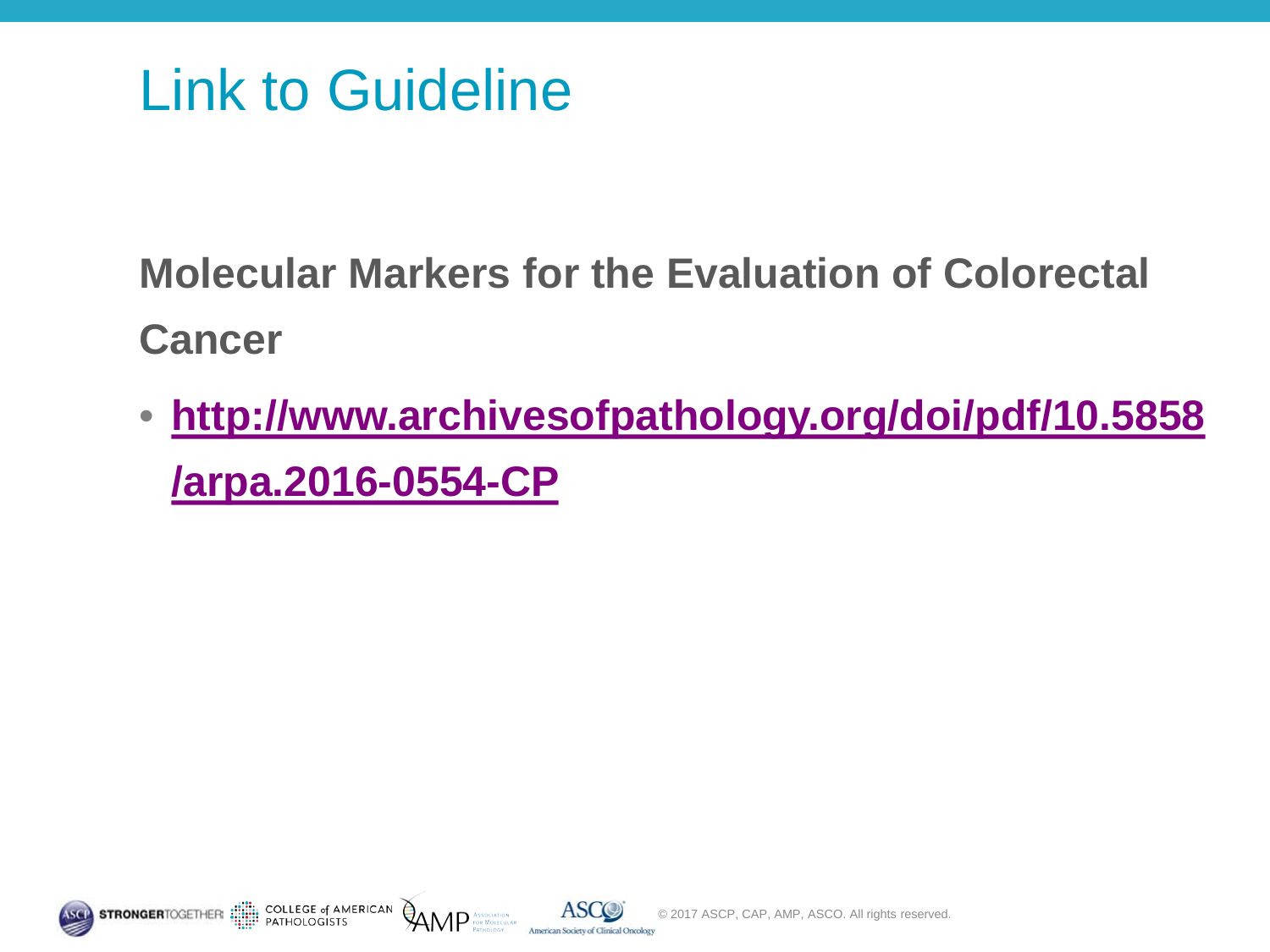# Link to Guideline

**Molecular Markers for the Evaluation of Colorectal Cancer**

- **http://www.archivesofpathology.org/doi/pdf/10.5858/arpa.2016-0554-CP**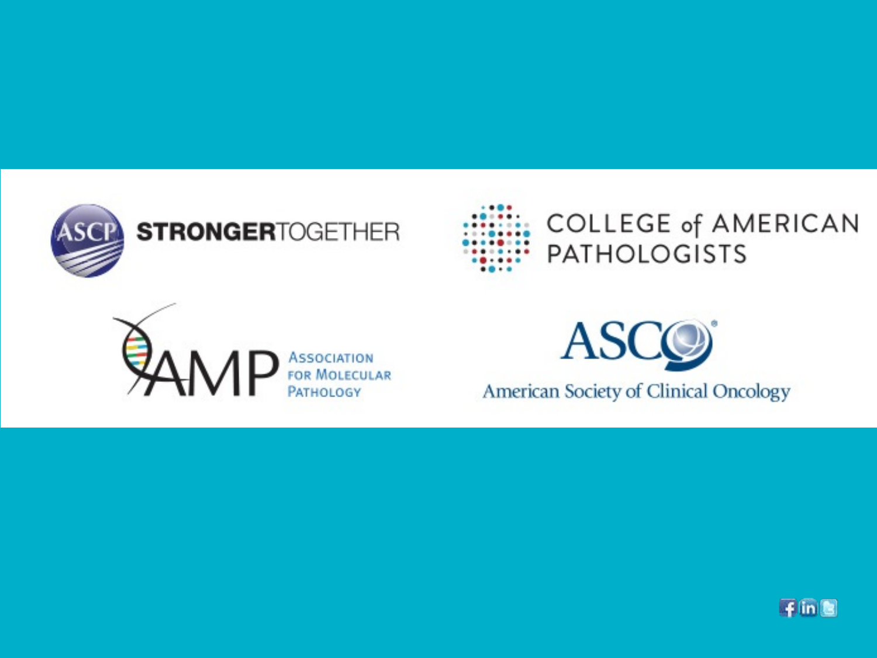ASCP STRONGERTOGETHER

COLLEGE of AMERICAN PATHOLOGISTS

AMP ASSOCIATION FOR MOLECULAR PATHOLOGY

ASCO

American Society of Clinical Oncology